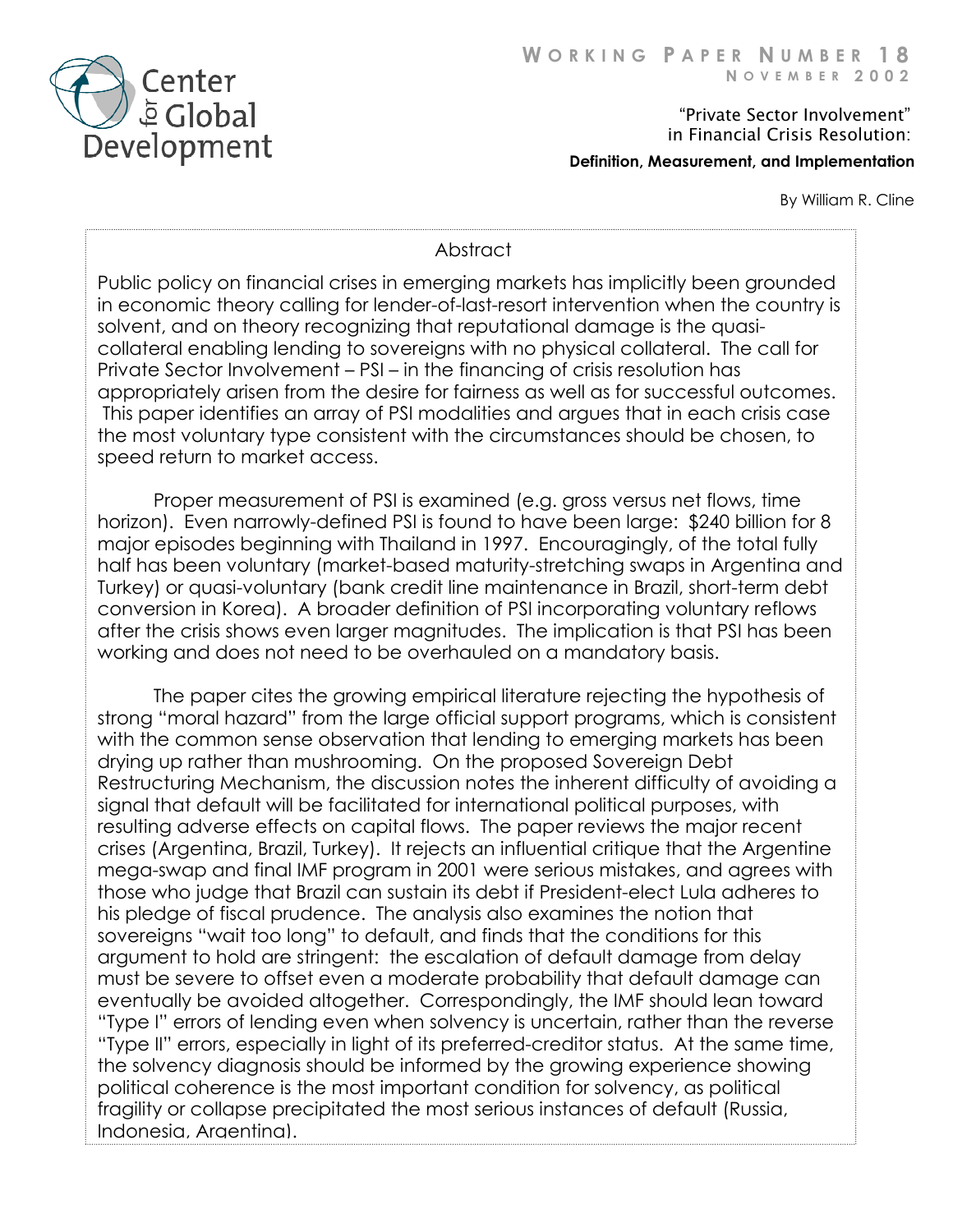Center for Global Development

**WORKING PAPER NUMBER 18**
**NOVEMBER 2002**

# "Private Sector Involvement" in Financial Crisis Resolution:

## Definition, Measurement, and Implementation

By William R. Cline

### Abstract

Public policy on financial crises in emerging markets has implicitly been grounded in economic theory calling for lender-of-last-resort intervention when the country is solvent, and on theory recognizing that reputational damage is the quasi-collateral enabling lending to sovereigns with no physical collateral. The call for Private Sector Involvement – PSI – in the financing of crisis resolution has appropriately arisen from the desire for fairness as well as for successful outcomes. This paper identifies an array of PSI modalities and argues that in each crisis case the most voluntary type consistent with the circumstances should be chosen, to speed return to market access.

Proper measurement of PSI is examined (e.g. gross versus net flows, time horizon). Even narrowly-defined PSI is found to have been large: $240 billion for 8 major episodes beginning with Thailand in 1997. Encouragingly, of the total fully half has been voluntary (market-based maturity-stretching swaps in Argentina and Turkey) or quasi-voluntary (bank credit line maintenance in Brazil, short-term debt conversion in Korea). A broader definition of PSI incorporating voluntary reflows after the crisis shows even larger magnitudes. The implication is that PSI has been working and does not need to be overhauled on a mandatory basis.

The paper cites the growing empirical literature rejecting the hypothesis of strong "moral hazard" from the large official support programs, which is consistent with the common sense observation that lending to emerging markets has been drying up rather than mushrooming. On the proposed Sovereign Debt Restructuring Mechanism, the discussion notes the inherent difficulty of avoiding a signal that default will be facilitated for international political purposes, with resulting adverse effects on capital flows. The paper reviews the major recent crises (Argentina, Brazil, Turkey). It rejects an influential critique that the Argentine mega-swap and final IMF program in 2001 were serious mistakes, and agrees with those who judge that Brazil can sustain its debt if President-elect Lula adheres to his pledge of fiscal prudence. The analysis also examines the notion that sovereigns "wait too long" to default, and finds that the conditions for this argument to hold are stringent: the escalation of default damage from delay must be severe to offset even a moderate probability that default damage can eventually be avoided altogether. Correspondingly, the IMF should lean toward "Type I" errors of lending even when solvency is uncertain, rather than the reverse "Type II" errors, especially in light of its preferred-creditor status. At the same time, the solvency diagnosis should be informed by the growing experience showing political coherence is the most important condition for solvency, as political fragility or collapse precipitated the most serious instances of default (Russia, Indonesia, Argentina).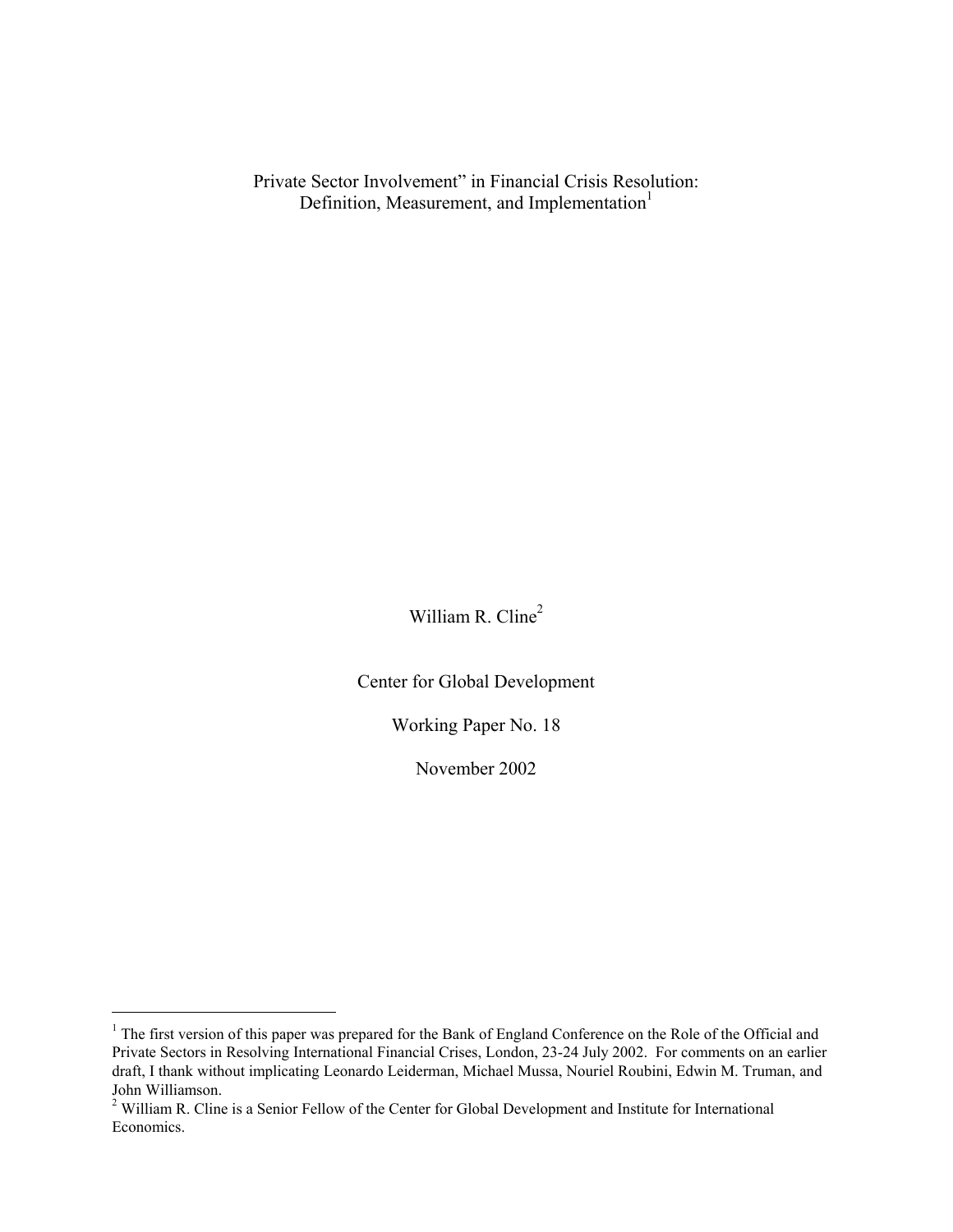Private Sector Involvement" in Financial Crisis Resolution:
Definition, Measurement, and Implementation[1]

William R. Cline[2]

Center for Global Development

Working Paper No. 18

November 2002

---

[1] The first version of this paper was prepared for the Bank of England Conference on the Role of the Official and Private Sectors in Resolving International Financial Crises, London, 23-24 July 2002. For comments on an earlier draft, I thank without implicating Leonardo Leiderman, Michael Mussa, Nouriel Roubini, Edwin M. Truman, and John Williamson.

[2] William R. Cline is a Senior Fellow of the Center for Global Development and Institute for International Economics.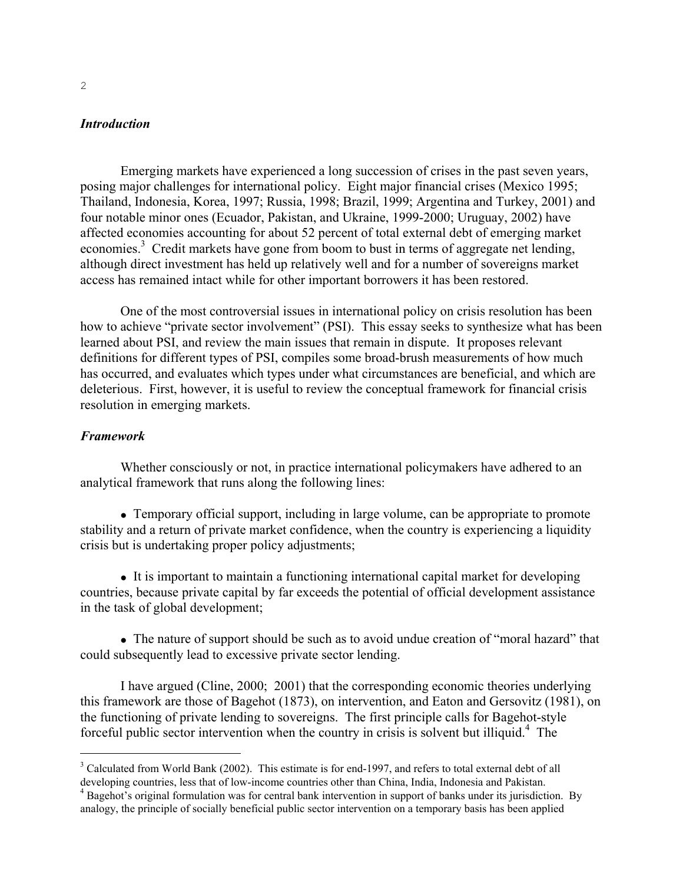## *Introduction*

Emerging markets have experienced a long succession of crises in the past seven years, posing major challenges for international policy. Eight major financial crises (Mexico 1995; Thailand, Indonesia, Korea, 1997; Russia, 1998; Brazil, 1999; Argentina and Turkey, 2001) and four notable minor ones (Ecuador, Pakistan, and Ukraine, 1999-2000; Uruguay, 2002) have affected economies accounting for about 52 percent of total external debt of emerging market economies.[3] Credit markets have gone from boom to bust in terms of aggregate net lending, although direct investment has held up relatively well and for a number of sovereigns market access has remained intact while for other important borrowers it has been restored.

One of the most controversial issues in international policy on crisis resolution has been how to achieve "private sector involvement" (PSI). This essay seeks to synthesize what has been learned about PSI, and review the main issues that remain in dispute. It proposes relevant definitions for different types of PSI, compiles some broad-brush measurements of how much has occurred, and evaluates which types under what circumstances are beneficial, and which are deleterious. First, however, it is useful to review the conceptual framework for financial crisis resolution in emerging markets.

## *Framework*

Whether consciously or not, in practice international policymakers have adhered to an analytical framework that runs along the following lines:

- Temporary official support, including in large volume, can be appropriate to promote stability and a return of private market confidence, when the country is experiencing a liquidity crisis but is undertaking proper policy adjustments;

- It is important to maintain a functioning international capital market for developing countries, because private capital by far exceeds the potential of official development assistance in the task of global development;

- The nature of support should be such as to avoid undue creation of "moral hazard" that could subsequently lead to excessive private sector lending.

I have argued (Cline, 2000; 2001) that the corresponding economic theories underlying this framework are those of Bagehot (1873), on intervention, and Eaton and Gersovitz (1981), on the functioning of private lending to sovereigns. The first principle calls for Bagehot-style forceful public sector intervention when the country in crisis is solvent but illiquid.[4] The

---

[3] Calculated from World Bank (2002). This estimate is for end-1997, and refers to total external debt of all developing countries, less that of low-income countries other than China, India, Indonesia and Pakistan.

[4] Bagehot's original formulation was for central bank intervention in support of banks under its jurisdiction. By analogy, the principle of socially beneficial public sector intervention on a temporary basis has been applied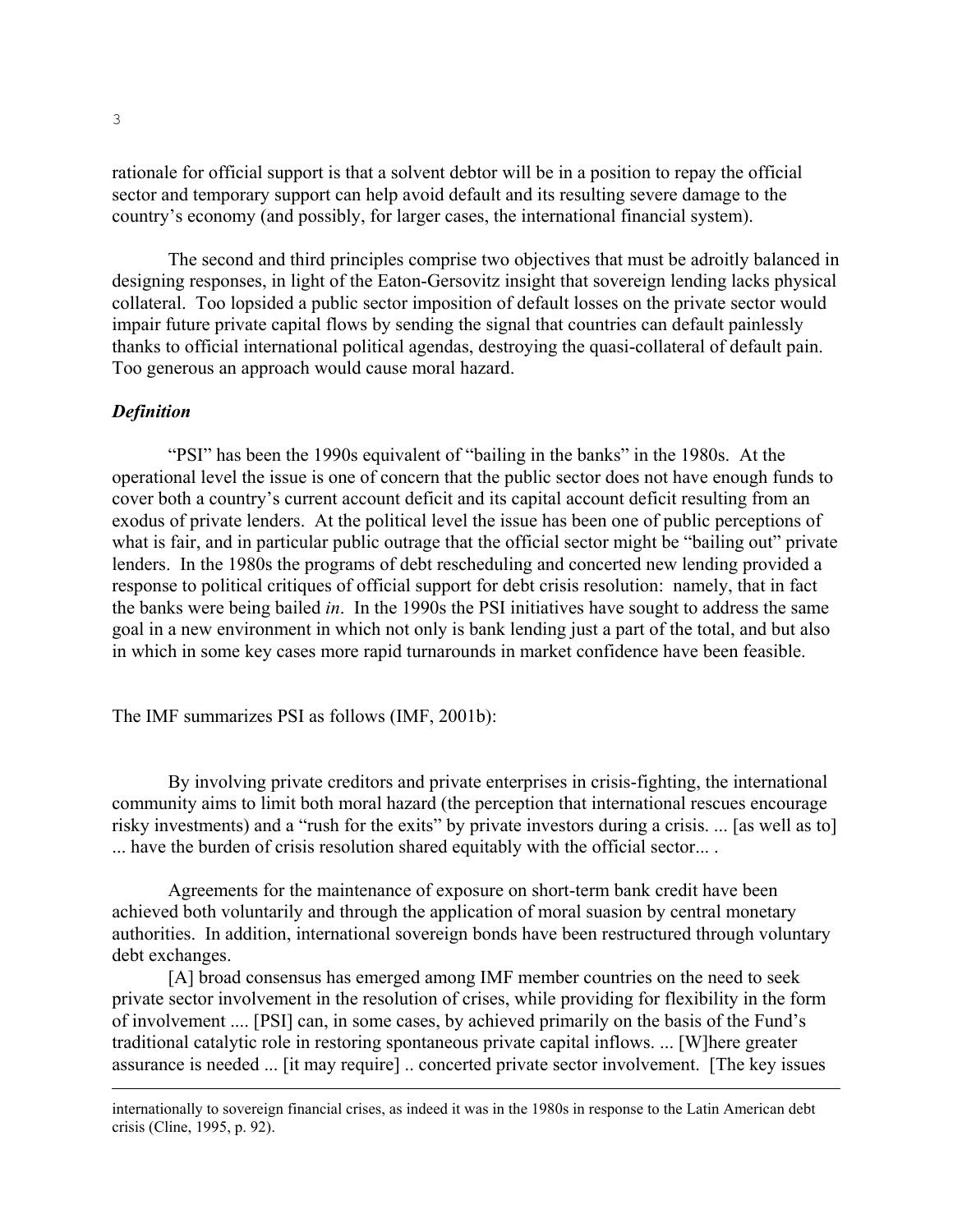rationale for official support is that a solvent debtor will be in a position to repay the official sector and temporary support can help avoid default and its resulting severe damage to the country's economy (and possibly, for larger cases, the international financial system).

The second and third principles comprise two objectives that must be adroitly balanced in designing responses, in light of the Eaton-Gersovitz insight that sovereign lending lacks physical collateral. Too lopsided a public sector imposition of default losses on the private sector would impair future private capital flows by sending the signal that countries can default painlessly thanks to official international political agendas, destroying the quasi-collateral of default pain. Too generous an approach would cause moral hazard.

### *Definition*

"PSI" has been the 1990s equivalent of "bailing in the banks" in the 1980s. At the operational level the issue is one of concern that the public sector does not have enough funds to cover both a country's current account deficit and its capital account deficit resulting from an exodus of private lenders. At the political level the issue has been one of public perceptions of what is fair, and in particular public outrage that the official sector might be "bailing out" private lenders. In the 1980s the programs of debt rescheduling and concerted new lending provided a response to political critiques of official support for debt crisis resolution: namely, that in fact the banks were being bailed *in*. In the 1990s the PSI initiatives have sought to address the same goal in a new environment in which not only is bank lending just a part of the total, and but also in which in some key cases more rapid turnarounds in market confidence have been feasible.

The IMF summarizes PSI as follows (IMF, 2001b):

> By involving private creditors and private enterprises in crisis-fighting, the international community aims to limit both moral hazard (the perception that international rescues encourage risky investments) and a "rush for the exits" by private investors during a crisis. ... [as well as to] ... have the burden of crisis resolution shared equitably with the official sector... .
>
> Agreements for the maintenance of exposure on short-term bank credit have been achieved both voluntarily and through the application of moral suasion by central monetary authorities. In addition, international sovereign bonds have been restructured through voluntary debt exchanges.
>
> [A] broad consensus has emerged among IMF member countries on the need to seek private sector involvement in the resolution of crises, while providing for flexibility in the form of involvement .... [PSI] can, in some cases, by achieved primarily on the basis of the Fund's traditional catalytic role in restoring spontaneous private capital inflows. ... [W]here greater assurance is needed ... [it may require] .. concerted private sector involvement. [The key issues

---

internationally to sovereign financial crises, as indeed it was in the 1980s in response to the Latin American debt crisis (Cline, 1995, p. 92).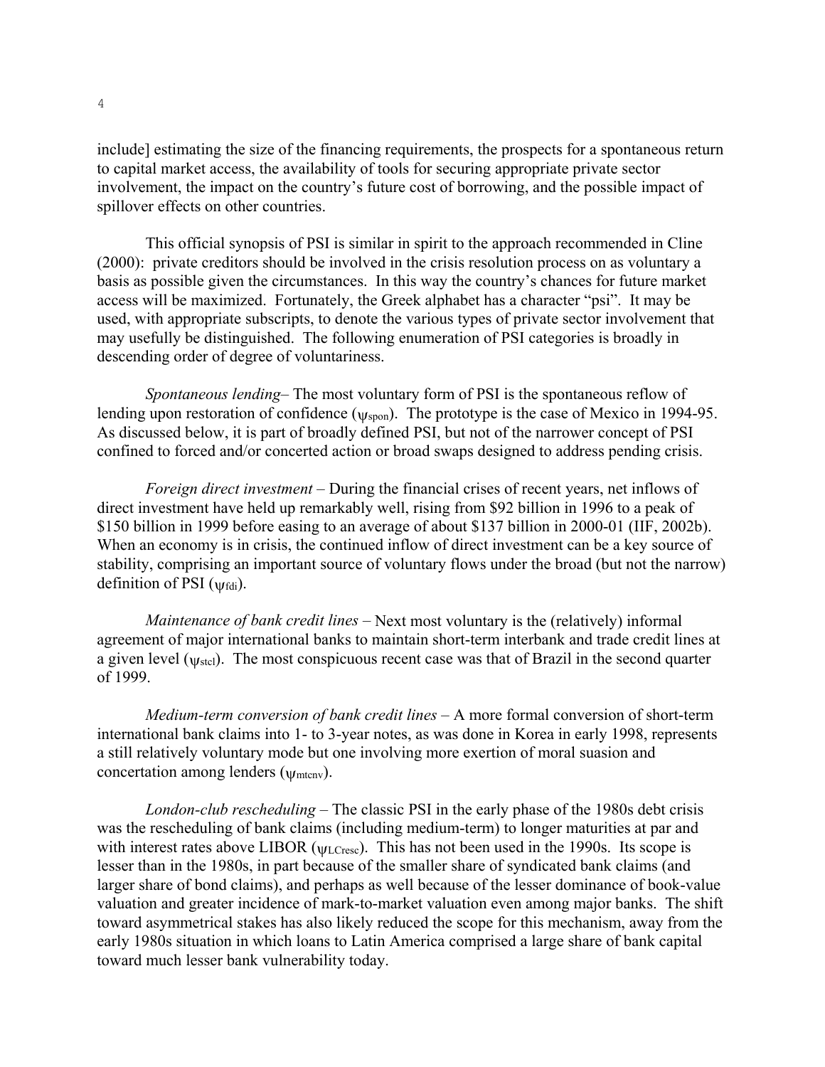include] estimating the size of the financing requirements, the prospects for a spontaneous return to capital market access, the availability of tools for securing appropriate private sector involvement, the impact on the country's future cost of borrowing, and the possible impact of spillover effects on other countries.

This official synopsis of PSI is similar in spirit to the approach recommended in Cline (2000): private creditors should be involved in the crisis resolution process on as voluntary a basis as possible given the circumstances. In this way the country's chances for future market access will be maximized. Fortunately, the Greek alphabet has a character "psi". It may be used, with appropriate subscripts, to denote the various types of private sector involvement that may usefully be distinguished. The following enumeration of PSI categories is broadly in descending order of degree of voluntariness.

*Spontaneous lending*– The most voluntary form of PSI is the spontaneous reflow of lending upon restoration of confidence ($\psi_{spon}$). The prototype is the case of Mexico in 1994-95. As discussed below, it is part of broadly defined PSI, but not of the narrower concept of PSI confined to forced and/or concerted action or broad swaps designed to address pending crisis.

*Foreign direct investment* – During the financial crises of recent years, net inflows of direct investment have held up remarkably well, rising from $92 billion in 1996 to a peak of $150 billion in 1999 before easing to an average of about $137 billion in 2000-01 (IIF, 2002b). When an economy is in crisis, the continued inflow of direct investment can be a key source of stability, comprising an important source of voluntary flows under the broad (but not the narrow) definition of PSI ($\psi_{fdi}$).

*Maintenance of bank credit lines* – Next most voluntary is the (relatively) informal agreement of major international banks to maintain short-term interbank and trade credit lines at a given level ($\psi_{stcl}$). The most conspicuous recent case was that of Brazil in the second quarter of 1999.

*Medium-term conversion of bank credit lines* – A more formal conversion of short-term international bank claims into 1- to 3-year notes, as was done in Korea in early 1998, represents a still relatively voluntary mode but one involving more exertion of moral suasion and concertation among lenders ($\psi_{mtcnv}$).

*London-club rescheduling* – The classic PSI in the early phase of the 1980s debt crisis was the rescheduling of bank claims (including medium-term) to longer maturities at par and with interest rates above LIBOR ($\psi_{LCresc}$). This has not been used in the 1990s. Its scope is lesser than in the 1980s, in part because of the smaller share of syndicated bank claims (and larger share of bond claims), and perhaps as well because of the lesser dominance of book-value valuation and greater incidence of mark-to-market valuation even among major banks. The shift toward asymmetrical stakes has also likely reduced the scope for this mechanism, away from the early 1980s situation in which loans to Latin America comprised a large share of bank capital toward much lesser bank vulnerability today.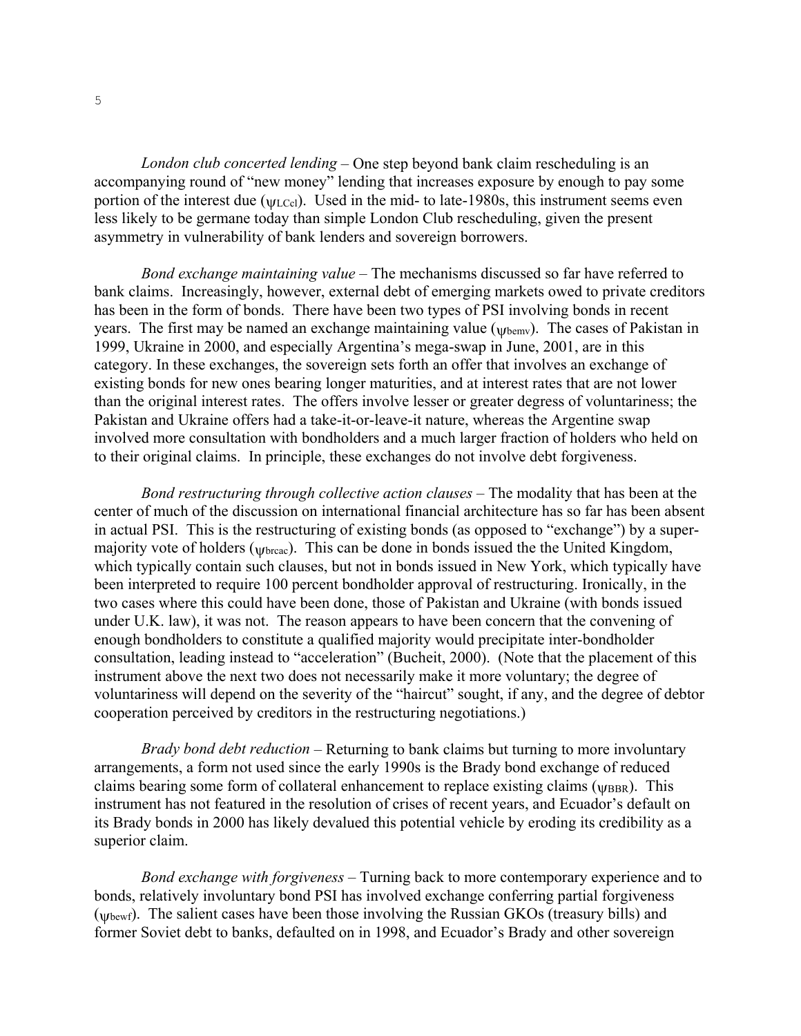*London club concerted lending* – One step beyond bank claim rescheduling is an accompanying round of "new money" lending that increases exposure by enough to pay some portion of the interest due ($\psi_{LCcl}$). Used in the mid- to late-1980s, this instrument seems even less likely to be germane today than simple London Club rescheduling, given the present asymmetry in vulnerability of bank lenders and sovereign borrowers.

*Bond exchange maintaining value* – The mechanisms discussed so far have referred to bank claims. Increasingly, however, external debt of emerging markets owed to private creditors has been in the form of bonds. There have been two types of PSI involving bonds in recent years. The first may be named an exchange maintaining value ($\psi_{bemv}$). The cases of Pakistan in 1999, Ukraine in 2000, and especially Argentina's mega-swap in June, 2001, are in this category. In these exchanges, the sovereign sets forth an offer that involves an exchange of existing bonds for new ones bearing longer maturities, and at interest rates that are not lower than the original interest rates. The offers involve lesser or greater degress of voluntariness; the Pakistan and Ukraine offers had a take-it-or-leave-it nature, whereas the Argentine swap involved more consultation with bondholders and a much larger fraction of holders who held on to their original claims. In principle, these exchanges do not involve debt forgiveness.

*Bond restructuring through collective action clauses* – The modality that has been at the center of much of the discussion on international financial architecture has so far has been absent in actual PSI. This is the restructuring of existing bonds (as opposed to "exchange") by a super-majority vote of holders ($\psi_{brcac}$). This can be done in bonds issued the the United Kingdom, which typically contain such clauses, but not in bonds issued in New York, which typically have been interpreted to require 100 percent bondholder approval of restructuring. Ironically, in the two cases where this could have been done, those of Pakistan and Ukraine (with bonds issued under U.K. law), it was not. The reason appears to have been concern that the convening of enough bondholders to constitute a qualified majority would precipitate inter-bondholder consultation, leading instead to "acceleration" (Bucheit, 2000). (Note that the placement of this instrument above the next two does not necessarily make it more voluntary; the degree of voluntariness will depend on the severity of the "haircut" sought, if any, and the degree of debtor cooperation perceived by creditors in the restructuring negotiations.)

*Brady bond debt reduction* – Returning to bank claims but turning to more involuntary arrangements, a form not used since the early 1990s is the Brady bond exchange of reduced claims bearing some form of collateral enhancement to replace existing claims ($\psi_{BBR}$). This instrument has not featured in the resolution of crises of recent years, and Ecuador's default on its Brady bonds in 2000 has likely devalued this potential vehicle by eroding its credibility as a superior claim.

*Bond exchange with forgiveness* – Turning back to more contemporary experience and to bonds, relatively involuntary bond PSI has involved exchange conferring partial forgiveness ($\psi_{bewf}$). The salient cases have been those involving the Russian GKOs (treasury bills) and former Soviet debt to banks, defaulted on in 1998, and Ecuador's Brady and other sovereign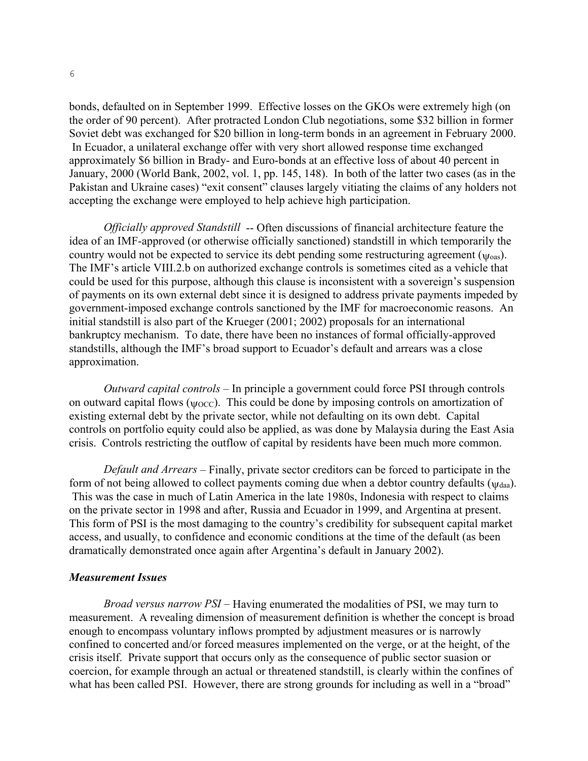bonds, defaulted on in September 1999. Effective losses on the GKOs were extremely high (on the order of 90 percent). After protracted London Club negotiations, some \$32 billion in former Soviet debt was exchanged for \$20 billion in long-term bonds in an agreement in February 2000. In Ecuador, a unilateral exchange offer with very short allowed response time exchanged approximately \$6 billion in Brady- and Euro-bonds at an effective loss of about 40 percent in January, 2000 (World Bank, 2002, vol. 1, pp. 145, 148). In both of the latter two cases (as in the Pakistan and Ukraine cases) "exit consent" clauses largely vitiating the claims of any holders not accepting the exchange were employed to help achieve high participation.

*Officially approved Standstill* -- Often discussions of financial architecture feature the idea of an IMF-approved (or otherwise officially sanctioned) standstill in which temporarily the country would not be expected to service its debt pending some restructuring agreement ($\psi_{oas}$). The IMF's article VIII.2.b on authorized exchange controls is sometimes cited as a vehicle that could be used for this purpose, although this clause is inconsistent with a sovereign's suspension of payments on its own external debt since it is designed to address private payments impeded by government-imposed exchange controls sanctioned by the IMF for macroeconomic reasons. An initial standstill is also part of the Krueger (2001; 2002) proposals for an international bankruptcy mechanism. To date, there have been no instances of formal officially-approved standstills, although the IMF's broad support to Ecuador's default and arrears was a close approximation.

*Outward capital controls* – In principle a government could force PSI through controls on outward capital flows ($\psi_{OCC}$). This could be done by imposing controls on amortization of existing external debt by the private sector, while not defaulting on its own debt. Capital controls on portfolio equity could also be applied, as was done by Malaysia during the East Asia crisis. Controls restricting the outflow of capital by residents have been much more common.

*Default and Arrears* – Finally, private sector creditors can be forced to participate in the form of not being allowed to collect payments coming due when a debtor country defaults ($\psi_{daa}$). This was the case in much of Latin America in the late 1980s, Indonesia with respect to claims on the private sector in 1998 and after, Russia and Ecuador in 1999, and Argentina at present. This form of PSI is the most damaging to the country's credibility for subsequent capital market access, and usually, to confidence and economic conditions at the time of the default (as been dramatically demonstrated once again after Argentina's default in January 2002).

### *Measurement Issues*

*Broad versus narrow PSI* – Having enumerated the modalities of PSI, we may turn to measurement. A revealing dimension of measurement definition is whether the concept is broad enough to encompass voluntary inflows prompted by adjustment measures or is narrowly confined to concerted and/or forced measures implemented on the verge, or at the height, of the crisis itself. Private support that occurs only as the consequence of public sector suasion or coercion, for example through an actual or threatened standstill, is clearly within the confines of what has been called PSI. However, there are strong grounds for including as well in a "broad"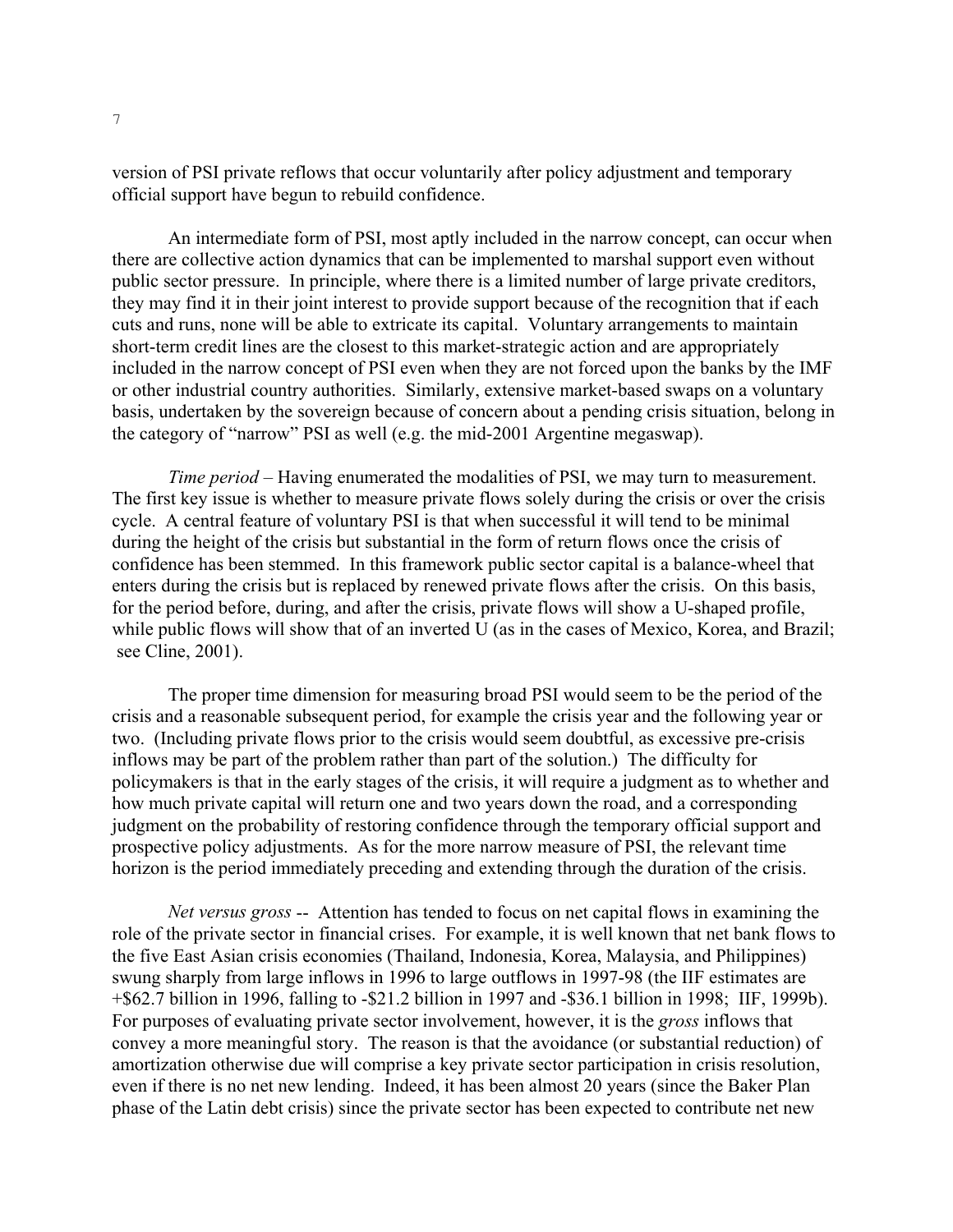version of PSI private reflows that occur voluntarily after policy adjustment and temporary official support have begun to rebuild confidence.

An intermediate form of PSI, most aptly included in the narrow concept, can occur when there are collective action dynamics that can be implemented to marshal support even without public sector pressure. In principle, where there is a limited number of large private creditors, they may find it in their joint interest to provide support because of the recognition that if each cuts and runs, none will be able to extricate its capital. Voluntary arrangements to maintain short-term credit lines are the closest to this market-strategic action and are appropriately included in the narrow concept of PSI even when they are not forced upon the banks by the IMF or other industrial country authorities. Similarly, extensive market-based swaps on a voluntary basis, undertaken by the sovereign because of concern about a pending crisis situation, belong in the category of "narrow" PSI as well (e.g. the mid-2001 Argentine megaswap).

*Time period* – Having enumerated the modalities of PSI, we may turn to measurement. The first key issue is whether to measure private flows solely during the crisis or over the crisis cycle. A central feature of voluntary PSI is that when successful it will tend to be minimal during the height of the crisis but substantial in the form of return flows once the crisis of confidence has been stemmed. In this framework public sector capital is a balance-wheel that enters during the crisis but is replaced by renewed private flows after the crisis. On this basis, for the period before, during, and after the crisis, private flows will show a U-shaped profile, while public flows will show that of an inverted U (as in the cases of Mexico, Korea, and Brazil; see Cline, 2001).

The proper time dimension for measuring broad PSI would seem to be the period of the crisis and a reasonable subsequent period, for example the crisis year and the following year or two. (Including private flows prior to the crisis would seem doubtful, as excessive pre-crisis inflows may be part of the problem rather than part of the solution.) The difficulty for policymakers is that in the early stages of the crisis, it will require a judgment as to whether and how much private capital will return one and two years down the road, and a corresponding judgment on the probability of restoring confidence through the temporary official support and prospective policy adjustments. As for the more narrow measure of PSI, the relevant time horizon is the period immediately preceding and extending through the duration of the crisis.

*Net versus gross* -- Attention has tended to focus on net capital flows in examining the role of the private sector in financial crises. For example, it is well known that net bank flows to the five East Asian crisis economies (Thailand, Indonesia, Korea, Malaysia, and Philippines) swung sharply from large inflows in 1996 to large outflows in 1997-98 (the IIF estimates are +$62.7 billion in 1996, falling to -$21.2 billion in 1997 and -$36.1 billion in 1998; IIF, 1999b). For purposes of evaluating private sector involvement, however, it is the *gross* inflows that convey a more meaningful story. The reason is that the avoidance (or substantial reduction) of amortization otherwise due will comprise a key private sector participation in crisis resolution, even if there is no net new lending. Indeed, it has been almost 20 years (since the Baker Plan phase of the Latin debt crisis) since the private sector has been expected to contribute net new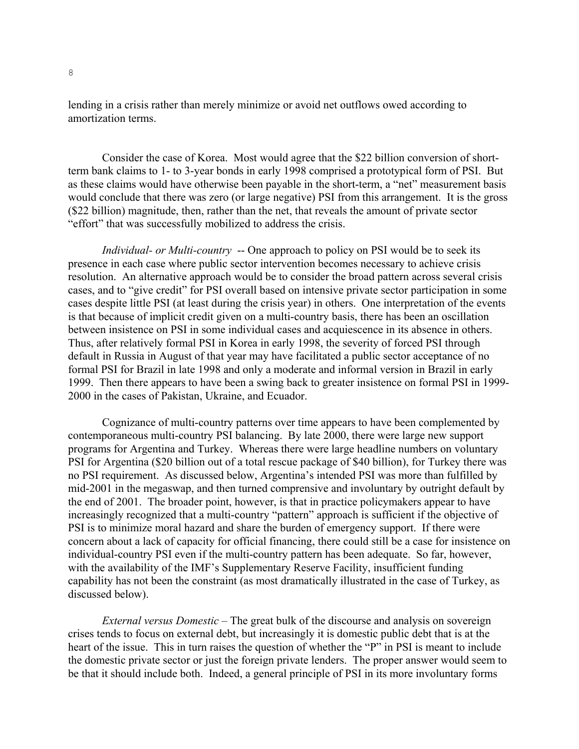lending in a crisis rather than merely minimize or avoid net outflows owed according to amortization terms.

Consider the case of Korea. Most would agree that the $22 billion conversion of short-term bank claims to 1- to 3-year bonds in early 1998 comprised a prototypical form of PSI. But as these claims would have otherwise been payable in the short-term, a "net" measurement basis would conclude that there was zero (or large negative) PSI from this arrangement. It is the gross ($22 billion) magnitude, then, rather than the net, that reveals the amount of private sector "effort" that was successfully mobilized to address the crisis.

*Individual- or Multi-country* -- One approach to policy on PSI would be to seek its presence in each case where public sector intervention becomes necessary to achieve crisis resolution. An alternative approach would be to consider the broad pattern across several crisis cases, and to "give credit" for PSI overall based on intensive private sector participation in some cases despite little PSI (at least during the crisis year) in others. One interpretation of the events is that because of implicit credit given on a multi-country basis, there has been an oscillation between insistence on PSI in some individual cases and acquiescence in its absence in others. Thus, after relatively formal PSI in Korea in early 1998, the severity of forced PSI through default in Russia in August of that year may have facilitated a public sector acceptance of no formal PSI for Brazil in late 1998 and only a moderate and informal version in Brazil in early 1999. Then there appears to have been a swing back to greater insistence on formal PSI in 1999-2000 in the cases of Pakistan, Ukraine, and Ecuador.

Cognizance of multi-country patterns over time appears to have been complemented by contemporaneous multi-country PSI balancing. By late 2000, there were large new support programs for Argentina and Turkey. Whereas there were large headline numbers on voluntary PSI for Argentina ($20 billion out of a total rescue package of $40 billion), for Turkey there was no PSI requirement. As discussed below, Argentina's intended PSI was more than fulfilled by mid-2001 in the megaswap, and then turned comprensive and involuntary by outright default by the end of 2001. The broader point, however, is that in practice policymakers appear to have increasingly recognized that a multi-country "pattern" approach is sufficient if the objective of PSI is to minimize moral hazard and share the burden of emergency support. If there were concern about a lack of capacity for official financing, there could still be a case for insistence on individual-country PSI even if the multi-country pattern has been adequate. So far, however, with the availability of the IMF's Supplementary Reserve Facility, insufficient funding capability has not been the constraint (as most dramatically illustrated in the case of Turkey, as discussed below).

*External versus Domestic* – The great bulk of the discourse and analysis on sovereign crises tends to focus on external debt, but increasingly it is domestic public debt that is at the heart of the issue. This in turn raises the question of whether the "P" in PSI is meant to include the domestic private sector or just the foreign private lenders. The proper answer would seem to be that it should include both. Indeed, a general principle of PSI in its more involuntary forms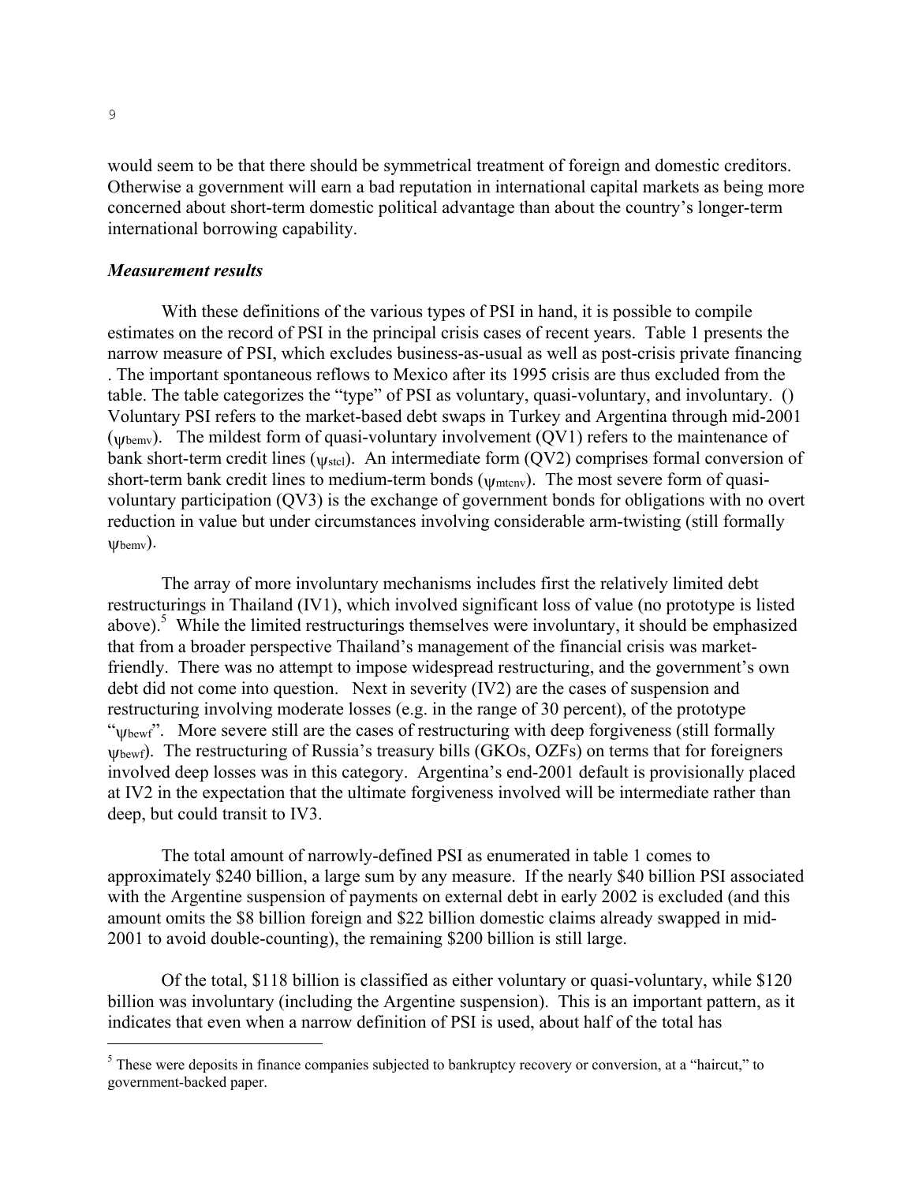would seem to be that there should be symmetrical treatment of foreign and domestic creditors. Otherwise a government will earn a bad reputation in international capital markets as being more concerned about short-term domestic political advantage than about the country's longer-term international borrowing capability.

### *Measurement results*

With these definitions of the various types of PSI in hand, it is possible to compile estimates on the record of PSI in the principal crisis cases of recent years. Table 1 presents the narrow measure of PSI, which excludes business-as-usual as well as post-crisis private financing . The important spontaneous reflows to Mexico after its 1995 crisis are thus excluded from the table. The table categorizes the "type" of PSI as voluntary, quasi-voluntary, and involuntary. () Voluntary PSI refers to the market-based debt swaps in Turkey and Argentina through mid-2001 ($\psi_{bemv}$). The mildest form of quasi-voluntary involvement (QV1) refers to the maintenance of bank short-term credit lines ($\psi_{stcl}$). An intermediate form (QV2) comprises formal conversion of short-term bank credit lines to medium-term bonds ($\psi_{mtcnv}$). The most severe form of quasi-voluntary participation (QV3) is the exchange of government bonds for obligations with no overt reduction in value but under circumstances involving considerable arm-twisting (still formally $\psi_{bemv}$).

The array of more involuntary mechanisms includes first the relatively limited debt restructurings in Thailand (IV1), which involved significant loss of value (no prototype is listed above).[5] While the limited restructurings themselves were involuntary, it should be emphasized that from a broader perspective Thailand's management of the financial crisis was market-friendly. There was no attempt to impose widespread restructuring, and the government's own debt did not come into question. Next in severity (IV2) are the cases of suspension and restructuring involving moderate losses (e.g. in the range of 30 percent), of the prototype "$\psi_{bewf}$". More severe still are the cases of restructuring with deep forgiveness (still formally $\psi_{bewf}$). The restructuring of Russia's treasury bills (GKOs, OZFs) on terms that for foreigners involved deep losses was in this category. Argentina's end-2001 default is provisionally placed at IV2 in the expectation that the ultimate forgiveness involved will be intermediate rather than deep, but could transit to IV3.

The total amount of narrowly-defined PSI as enumerated in table 1 comes to approximately \$240 billion, a large sum by any measure. If the nearly \$40 billion PSI associated with the Argentine suspension of payments on external debt in early 2002 is excluded (and this amount omits the \$8 billion foreign and \$22 billion domestic claims already swapped in mid-2001 to avoid double-counting), the remaining \$200 billion is still large.

Of the total, \$118 billion is classified as either voluntary or quasi-voluntary, while \$120 billion was involuntary (including the Argentine suspension). This is an important pattern, as it indicates that even when a narrow definition of PSI is used, about half of the total has

[5] These were deposits in finance companies subjected to bankruptcy recovery or conversion, at a "haircut," to government-backed paper.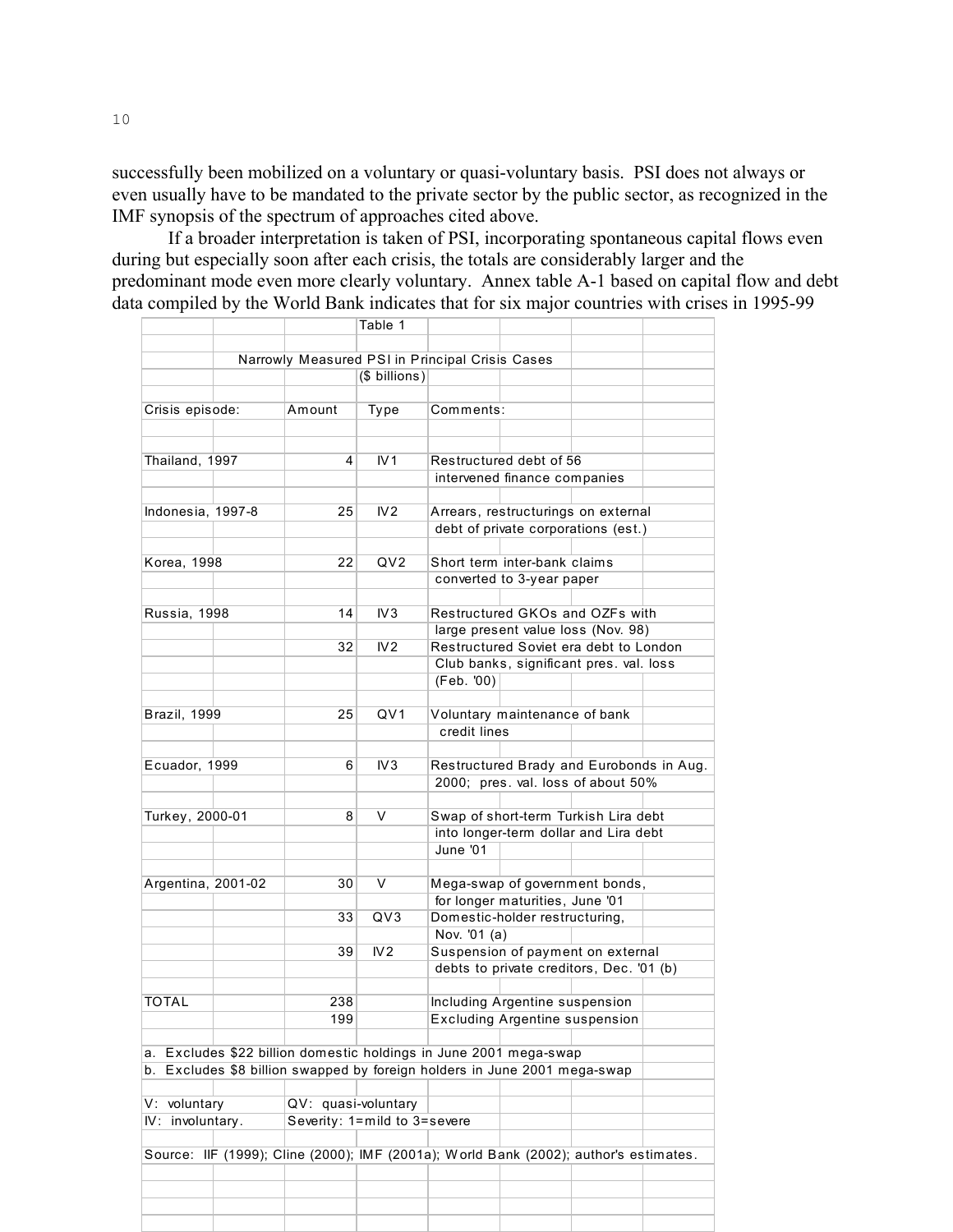successfully been mobilized on a voluntary or quasi-voluntary basis. PSI does not always or even usually have to be mandated to the private sector by the public sector, as recognized in the IMF synopsis of the spectrum of approaches cited above.

If a broader interpretation is taken of PSI, incorporating spontaneous capital flows even during but especially soon after each crisis, the totals are considerably larger and the predominant mode even more clearly voluntary. Annex table A-1 based on capital flow and debt data compiled by the World Bank indicates that for six major countries with crises in 1995-99

Table 1

Narrowly Measured PSI in Principal Crisis Cases

($ billions)

| Crisis episode: | Amount | Type | Comments: |
|---|---|---|---|
| Thailand, 1997 | 4 | IV1 | Restructured debt of 56 intervened finance companies |
| Indonesia, 1997-8 | 25 | IV2 | Arrears, restructurings on external debt of private corporations (est.) |
| Korea, 1998 | 22 | QV2 | Short term inter-bank claims converted to 3-year paper |
| Russia, 1998 | 14 | IV3 | Restructured GKOs and OZFs with large present value loss (Nov. 98) |
| | 32 | IV2 | Restructured Soviet era debt to London Club banks, significant pres. val. loss (Feb. '00) |
| Brazil, 1999 | 25 | QV1 | Voluntary maintenance of bank credit lines |
| Ecuador, 1999 | 6 | IV3 | Restructured Brady and Eurobonds in Aug. 2000; pres. val. loss of about 50% |
| Turkey, 2000-01 | 8 | V | Swap of short-term Turkish Lira debt into longer-term dollar and Lira debt June '01 |
| Argentina, 2001-02 | 30 | V | Mega-swap of government bonds, for longer maturities, June '01 |
| | 33 | QV3 | Domestic-holder restructuring, Nov. '01 (a) |
| | 39 | IV2 | Suspension of payment on external debts to private creditors, Dec. '01 (b) |
| TOTAL | 238 | | Including Argentine suspension |
| | 199 | | Excluding Argentine suspension |

a. Excludes $22 billion domestic holdings in June 2001 mega-swap
b. Excludes $8 billion swapped by foreign holders in June 2001 mega-swap

V: voluntary QV: quasi-voluntary
IV: involuntary. Severity: 1=mild to 3=severe

Source: IIF (1999); Cline (2000); IMF (2001a); World Bank (2002); author's estimates.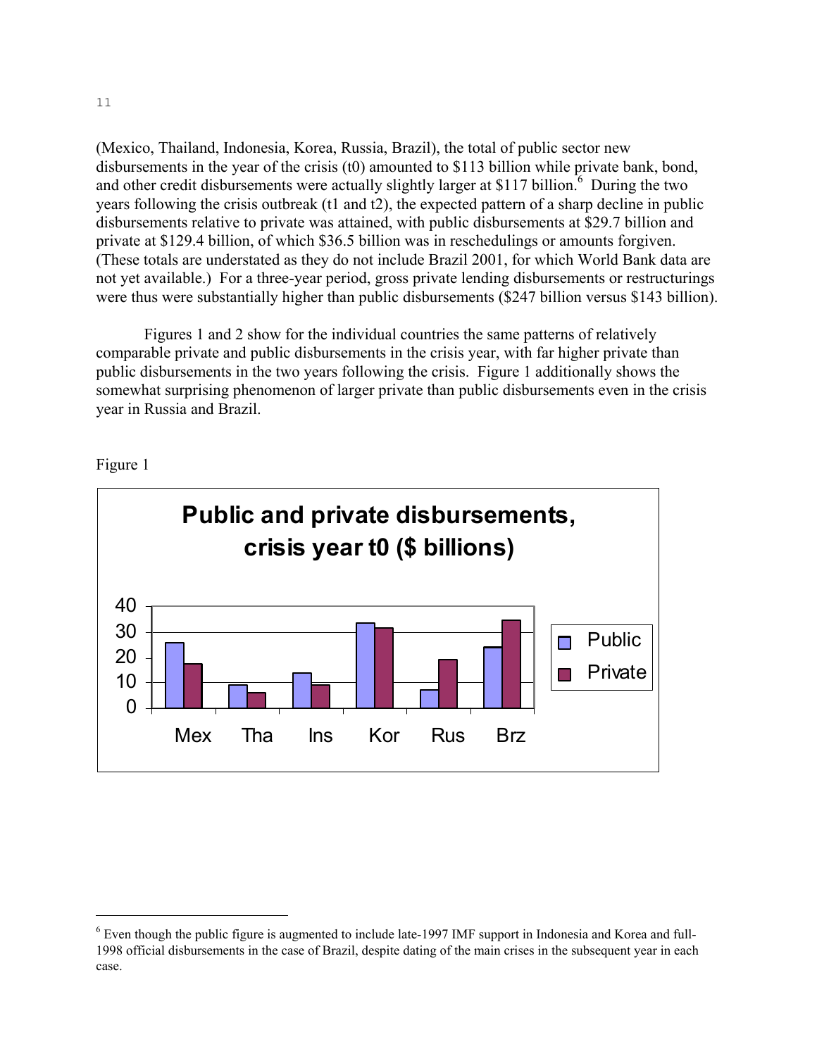(Mexico, Thailand, Indonesia, Korea, Russia, Brazil), the total of public sector new disbursements in the year of the crisis (t0) amounted to \$113 billion while private bank, bond, and other credit disbursements were actually slightly larger at \$117 billion.[6] During the two years following the crisis outbreak (t1 and t2), the expected pattern of a sharp decline in public disbursements relative to private was attained, with public disbursements at \$29.7 billion and private at \$129.4 billion, of which \$36.5 billion was in reschedulings or amounts forgiven. (These totals are understated as they do not include Brazil 2001, for which World Bank data are not yet available.) For a three-year period, gross private lending disbursements or restructurings were thus were substantially higher than public disbursements (\$247 billion versus \$143 billion).

Figures 1 and 2 show for the individual countries the same patterns of relatively comparable private and public disbursements in the crisis year, with far higher private than public disbursements in the two years following the crisis. Figure 1 additionally shows the somewhat surprising phenomenon of larger private than public disbursements even in the crisis year in Russia and Brazil.

Figure 1

**Public and private disbursements, crisis year t0 (\$ billions)**

[6] Even though the public figure is augmented to include late-1997 IMF support in Indonesia and Korea and full-1998 official disbursements in the case of Brazil, despite dating of the main crises in the subsequent year in each case.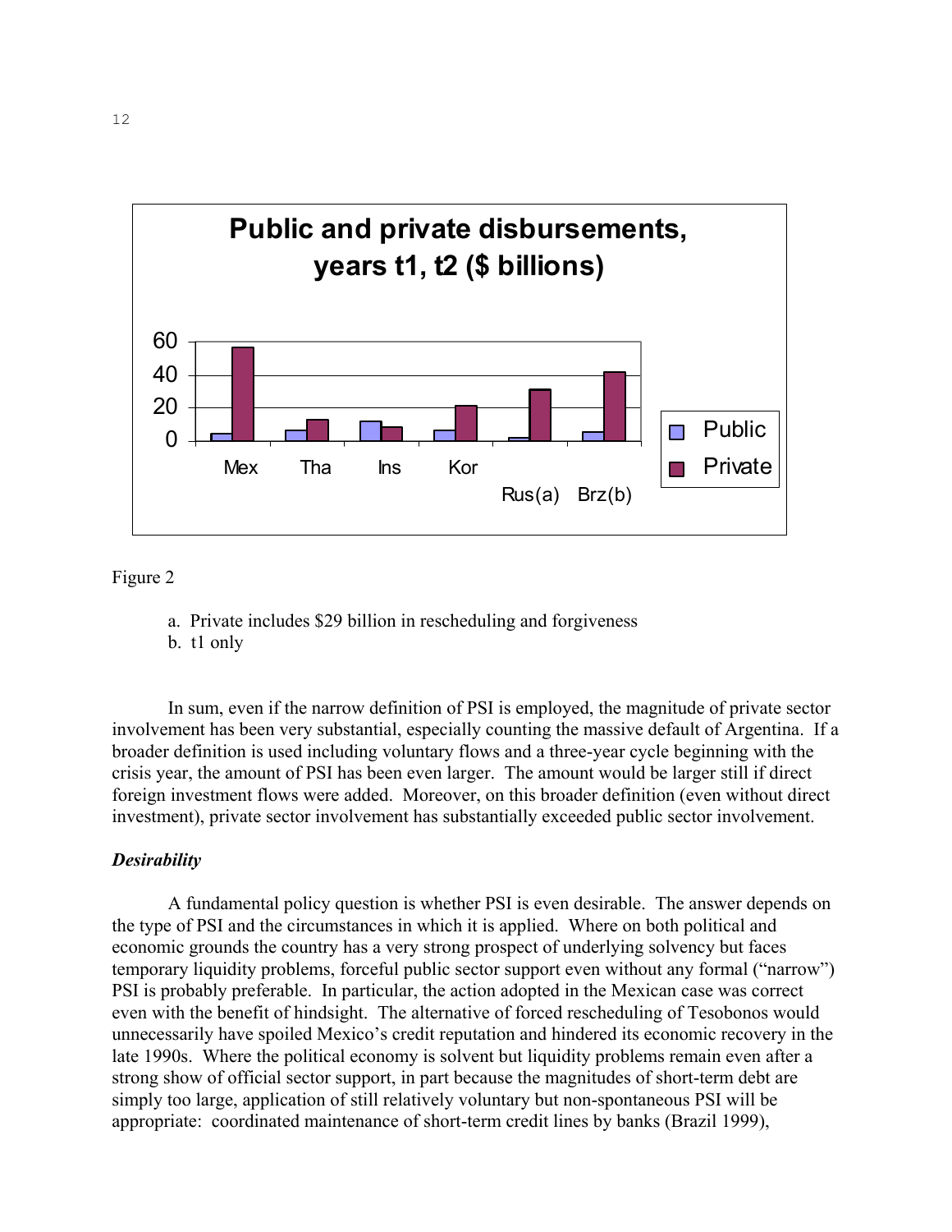Figure 2

a. Private includes $29 billion in rescheduling and forgiveness
b. t1 only

In sum, even if the narrow definition of PSI is employed, the magnitude of private sector involvement has been very substantial, especially counting the massive default of Argentina. If a broader definition is used including voluntary flows and a three-year cycle beginning with the crisis year, the amount of PSI has been even larger. The amount would be larger still if direct foreign investment flows were added. Moreover, on this broader definition (even without direct investment), private sector involvement has substantially exceeded public sector involvement.

### *Desirability*

A fundamental policy question is whether PSI is even desirable. The answer depends on the type of PSI and the circumstances in which it is applied. Where on both political and economic grounds the country has a very strong prospect of underlying solvency but faces temporary liquidity problems, forceful public sector support even without any formal ("narrow") PSI is probably preferable. In particular, the action adopted in the Mexican case was correct even with the benefit of hindsight. The alternative of forced rescheduling of Tesobonos would unnecessarily have spoiled Mexico's credit reputation and hindered its economic recovery in the late 1990s. Where the political economy is solvent but liquidity problems remain even after a strong show of official sector support, in part because the magnitudes of short-term debt are simply too large, application of still relatively voluntary but non-spontaneous PSI will be appropriate: coordinated maintenance of short-term credit lines by banks (Brazil 1999),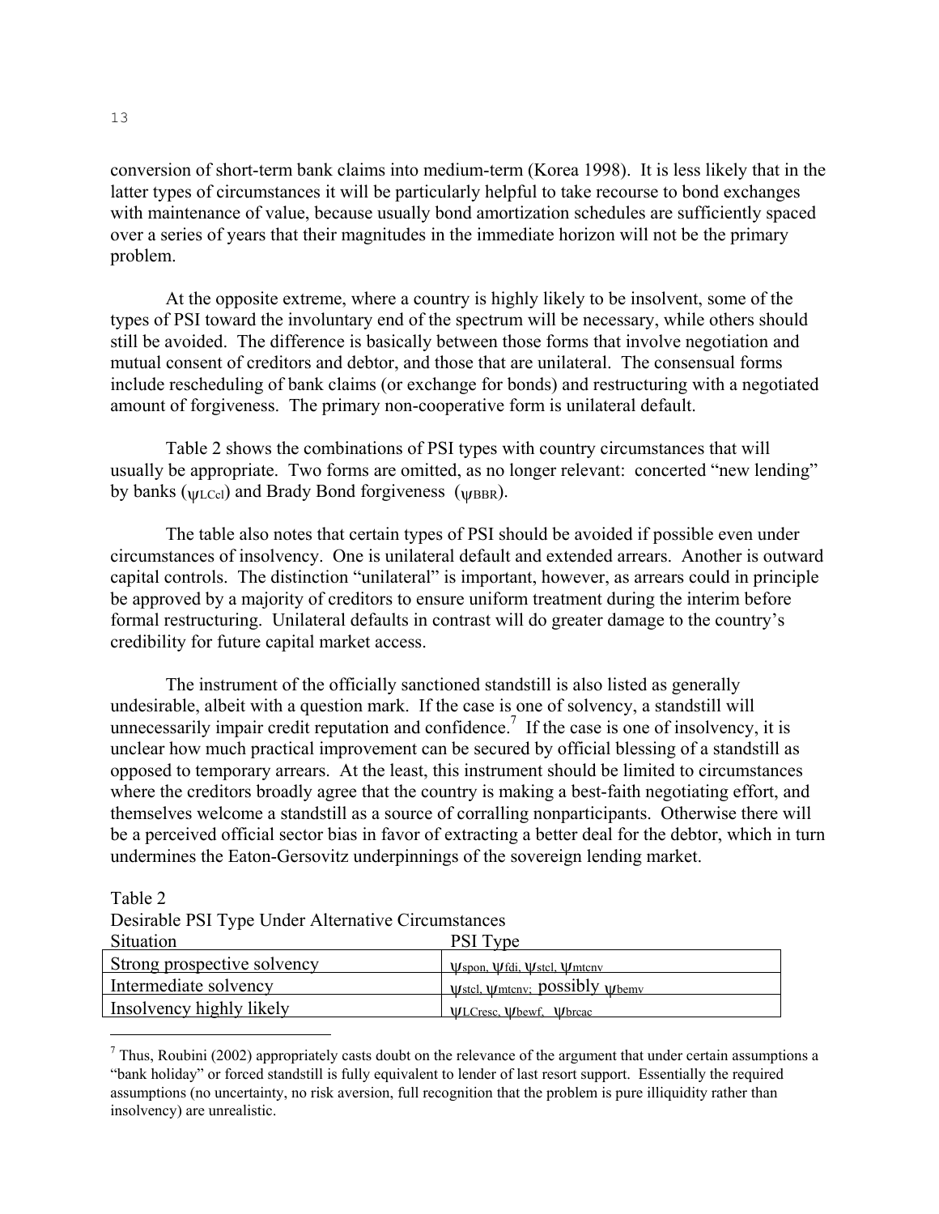conversion of short-term bank claims into medium-term (Korea 1998). It is less likely that in the latter types of circumstances it will be particularly helpful to take recourse to bond exchanges with maintenance of value, because usually bond amortization schedules are sufficiently spaced over a series of years that their magnitudes in the immediate horizon will not be the primary problem.

At the opposite extreme, where a country is highly likely to be insolvent, some of the types of PSI toward the involuntary end of the spectrum will be necessary, while others should still be avoided. The difference is basically between those forms that involve negotiation and mutual consent of creditors and debtor, and those that are unilateral. The consensual forms include rescheduling of bank claims (or exchange for bonds) and restructuring with a negotiated amount of forgiveness. The primary non-cooperative form is unilateral default.

Table 2 shows the combinations of PSI types with country circumstances that will usually be appropriate. Two forms are omitted, as no longer relevant: concerted "new lending" by banks ($\psi_{LCcl}$) and Brady Bond forgiveness ($\psi_{BBR}$).

The table also notes that certain types of PSI should be avoided if possible even under circumstances of insolvency. One is unilateral default and extended arrears. Another is outward capital controls. The distinction "unilateral" is important, however, as arrears could in principle be approved by a majority of creditors to ensure uniform treatment during the interim before formal restructuring. Unilateral defaults in contrast will do greater damage to the country's credibility for future capital market access.

The instrument of the officially sanctioned standstill is also listed as generally undesirable, albeit with a question mark. If the case is one of solvency, a standstill will unnecessarily impair credit reputation and confidence.[7] If the case is one of insolvency, it is unclear how much practical improvement can be secured by official blessing of a standstill as opposed to temporary arrears. At the least, this instrument should be limited to circumstances where the creditors broadly agree that the country is making a best-faith negotiating effort, and themselves welcome a standstill as a source of corralling nonparticipants. Otherwise there will be a perceived official sector bias in favor of extracting a better deal for the debtor, which in turn undermines the Eaton-Gersovitz underpinnings of the sovereign lending market.

Table 2
Desirable PSI Type Under Alternative Circumstances

| Situation | PSI Type |
|---|---|
| Strong prospective solvency | $\psi_{spon}$, $\psi_{fdi}$, $\psi_{stcl}$, $\psi_{mtcnv}$ |
| Intermediate solvency | $\psi_{stcl}$, $\psi_{mtcnv}$; possibly $\psi_{bemv}$ |
| Insolvency highly likely | $\psi_{LCresc}$, $\psi_{bewf}$, $\psi_{brcac}$ |

[7] Thus, Roubini (2002) appropriately casts doubt on the relevance of the argument that under certain assumptions a "bank holiday" or forced standstill is fully equivalent to lender of last resort support. Essentially the required assumptions (no uncertainty, no risk aversion, full recognition that the problem is pure illiquidity rather than insolvency) are unrealistic.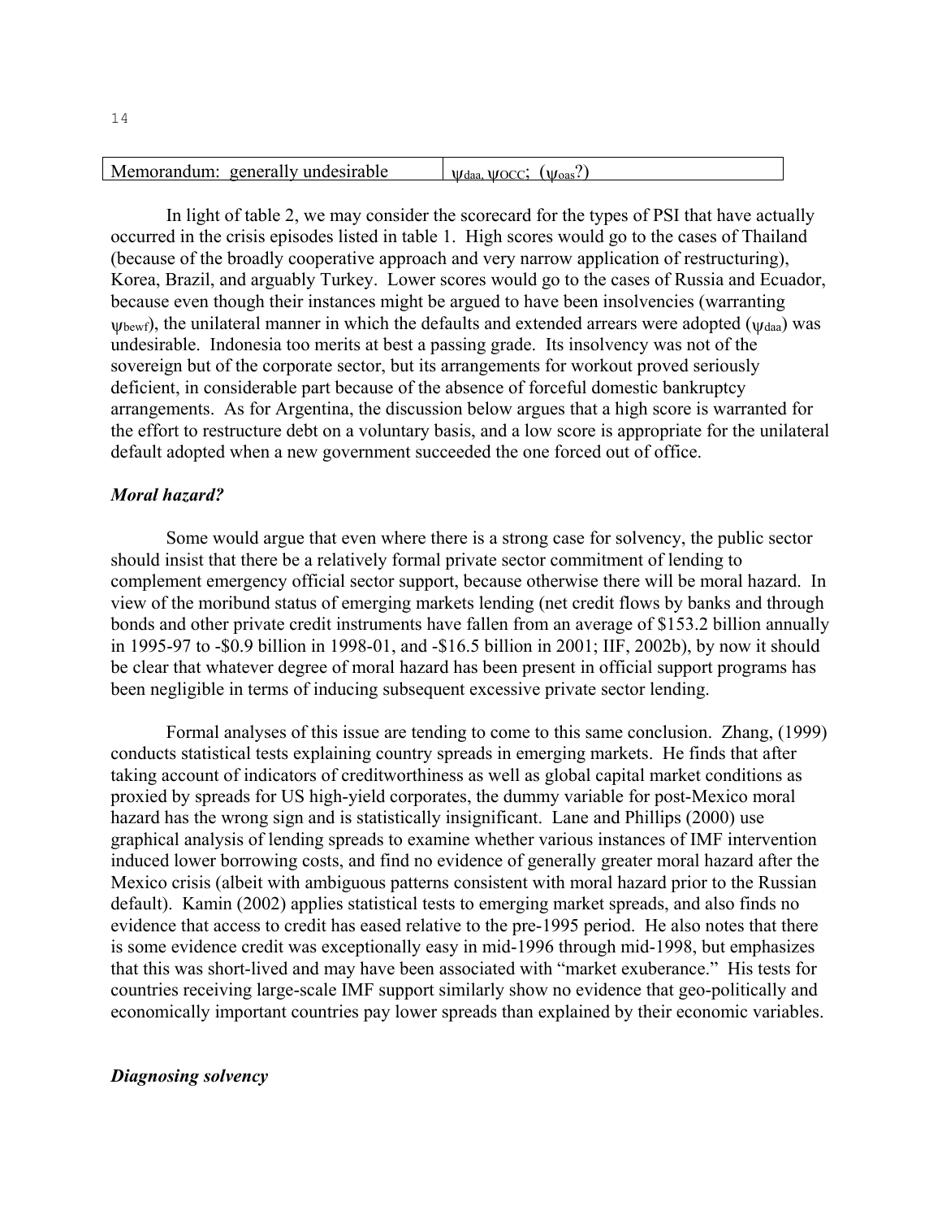| Memorandum: generally undesirable | $\psi_{daa}, \psi_{OCC}$; ($\psi_{oas}$?) |
|---|---|

In light of table 2, we may consider the scorecard for the types of PSI that have actually occurred in the crisis episodes listed in table 1. High scores would go to the cases of Thailand (because of the broadly cooperative approach and very narrow application of restructuring), Korea, Brazil, and arguably Turkey. Lower scores would go to the cases of Russia and Ecuador, because even though their instances might be argued to have been insolvencies (warranting $\psi_{bewf}$), the unilateral manner in which the defaults and extended arrears were adopted ($\psi_{daa}$) was undesirable. Indonesia too merits at best a passing grade. Its insolvency was not of the sovereign but of the corporate sector, but its arrangements for workout proved seriously deficient, in considerable part because of the absence of forceful domestic bankruptcy arrangements. As for Argentina, the discussion below argues that a high score is warranted for the effort to restructure debt on a voluntary basis, and a low score is appropriate for the unilateral default adopted when a new government succeeded the one forced out of office.

### *Moral hazard?*

Some would argue that even where there is a strong case for solvency, the public sector should insist that there be a relatively formal private sector commitment of lending to complement emergency official sector support, because otherwise there will be moral hazard. In view of the moribund status of emerging markets lending (net credit flows by banks and through bonds and other private credit instruments have fallen from an average of $153.2 billion annually in 1995-97 to -$0.9 billion in 1998-01, and -$16.5 billion in 2001; IIF, 2002b), by now it should be clear that whatever degree of moral hazard has been present in official support programs has been negligible in terms of inducing subsequent excessive private sector lending.

Formal analyses of this issue are tending to come to this same conclusion. Zhang, (1999) conducts statistical tests explaining country spreads in emerging markets. He finds that after taking account of indicators of creditworthiness as well as global capital market conditions as proxied by spreads for US high-yield corporates, the dummy variable for post-Mexico moral hazard has the wrong sign and is statistically insignificant. Lane and Phillips (2000) use graphical analysis of lending spreads to examine whether various instances of IMF intervention induced lower borrowing costs, and find no evidence of generally greater moral hazard after the Mexico crisis (albeit with ambiguous patterns consistent with moral hazard prior to the Russian default). Kamin (2002) applies statistical tests to emerging market spreads, and also finds no evidence that access to credit has eased relative to the pre-1995 period. He also notes that there is some evidence credit was exceptionally easy in mid-1996 through mid-1998, but emphasizes that this was short-lived and may have been associated with "market exuberance." His tests for countries receiving large-scale IMF support similarly show no evidence that geo-politically and economically important countries pay lower spreads than explained by their economic variables.

### *Diagnosing solvency*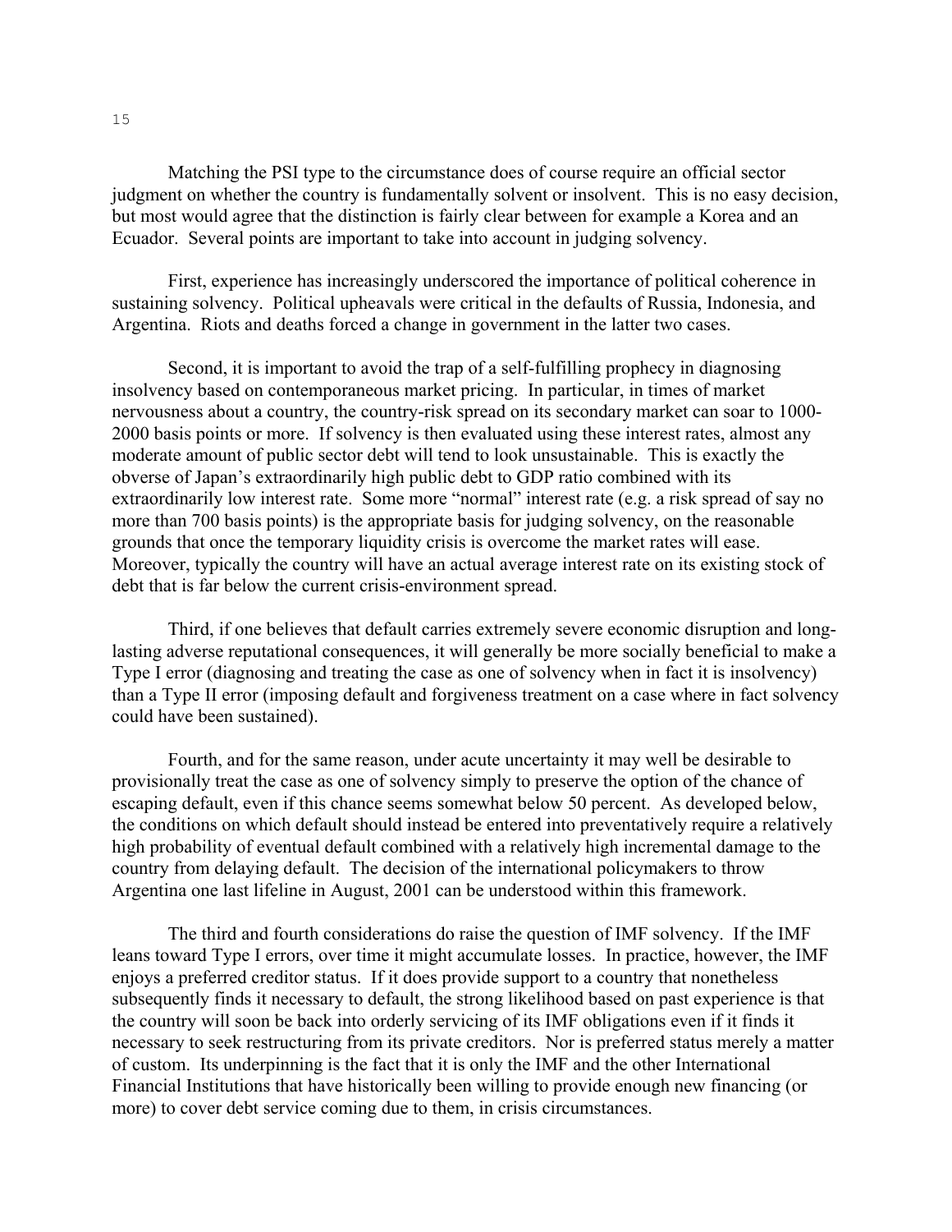Matching the PSI type to the circumstance does of course require an official sector judgment on whether the country is fundamentally solvent or insolvent. This is no easy decision, but most would agree that the distinction is fairly clear between for example a Korea and an Ecuador. Several points are important to take into account in judging solvency.

First, experience has increasingly underscored the importance of political coherence in sustaining solvency. Political upheavals were critical in the defaults of Russia, Indonesia, and Argentina. Riots and deaths forced a change in government in the latter two cases.

Second, it is important to avoid the trap of a self-fulfilling prophecy in diagnosing insolvency based on contemporaneous market pricing. In particular, in times of market nervousness about a country, the country-risk spread on its secondary market can soar to 1000-2000 basis points or more. If solvency is then evaluated using these interest rates, almost any moderate amount of public sector debt will tend to look unsustainable. This is exactly the obverse of Japan's extraordinarily high public debt to GDP ratio combined with its extraordinarily low interest rate. Some more "normal" interest rate (e.g. a risk spread of say no more than 700 basis points) is the appropriate basis for judging solvency, on the reasonable grounds that once the temporary liquidity crisis is overcome the market rates will ease. Moreover, typically the country will have an actual average interest rate on its existing stock of debt that is far below the current crisis-environment spread.

Third, if one believes that default carries extremely severe economic disruption and long-lasting adverse reputational consequences, it will generally be more socially beneficial to make a Type I error (diagnosing and treating the case as one of solvency when in fact it is insolvency) than a Type II error (imposing default and forgiveness treatment on a case where in fact solvency could have been sustained).

Fourth, and for the same reason, under acute uncertainty it may well be desirable to provisionally treat the case as one of solvency simply to preserve the option of the chance of escaping default, even if this chance seems somewhat below 50 percent. As developed below, the conditions on which default should instead be entered into preventatively require a relatively high probability of eventual default combined with a relatively high incremental damage to the country from delaying default. The decision of the international policymakers to throw Argentina one last lifeline in August, 2001 can be understood within this framework.

The third and fourth considerations do raise the question of IMF solvency. If the IMF leans toward Type I errors, over time it might accumulate losses. In practice, however, the IMF enjoys a preferred creditor status. If it does provide support to a country that nonetheless subsequently finds it necessary to default, the strong likelihood based on past experience is that the country will soon be back into orderly servicing of its IMF obligations even if it finds it necessary to seek restructuring from its private creditors. Nor is preferred status merely a matter of custom. Its underpinning is the fact that it is only the IMF and the other International Financial Institutions that have historically been willing to provide enough new financing (or more) to cover debt service coming due to them, in crisis circumstances.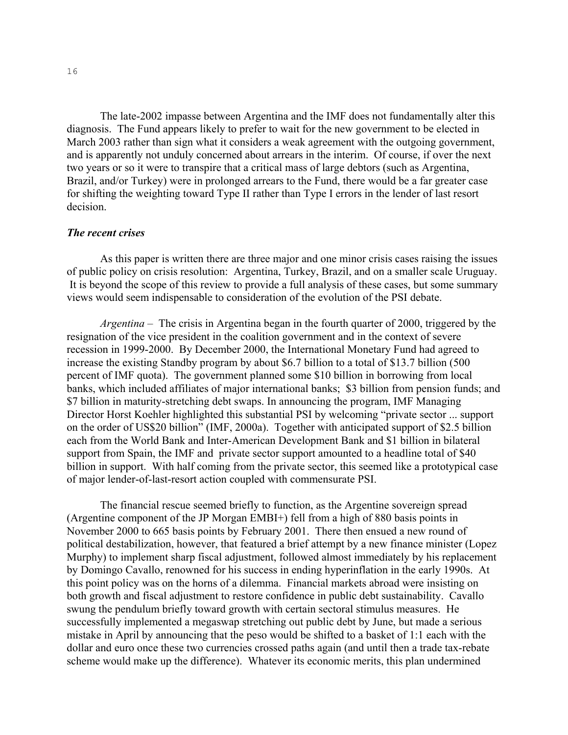The late-2002 impasse between Argentina and the IMF does not fundamentally alter this diagnosis. The Fund appears likely to prefer to wait for the new government to be elected in March 2003 rather than sign what it considers a weak agreement with the outgoing government, and is apparently not unduly concerned about arrears in the interim. Of course, if over the next two years or so it were to transpire that a critical mass of large debtors (such as Argentina, Brazil, and/or Turkey) were in prolonged arrears to the Fund, there would be a far greater case for shifting the weighting toward Type II rather than Type I errors in the lender of last resort decision.

### *The recent crises*

As this paper is written there are three major and one minor crisis cases raising the issues of public policy on crisis resolution: Argentina, Turkey, Brazil, and on a smaller scale Uruguay. It is beyond the scope of this review to provide a full analysis of these cases, but some summary views would seem indispensable to consideration of the evolution of the PSI debate.

*Argentina* – The crisis in Argentina began in the fourth quarter of 2000, triggered by the resignation of the vice president in the coalition government and in the context of severe recession in 1999-2000. By December 2000, the International Monetary Fund had agreed to increase the existing Standby program by about $6.7 billion to a total of $13.7 billion (500 percent of IMF quota). The government planned some $10 billion in borrowing from local banks, which included affiliates of major international banks; $3 billion from pension funds; and $7 billion in maturity-stretching debt swaps. In announcing the program, IMF Managing Director Horst Koehler highlighted this substantial PSI by welcoming "private sector ... support on the order of US$20 billion" (IMF, 2000a). Together with anticipated support of $2.5 billion each from the World Bank and Inter-American Development Bank and $1 billion in bilateral support from Spain, the IMF and private sector support amounted to a headline total of $40 billion in support. With half coming from the private sector, this seemed like a prototypical case of major lender-of-last-resort action coupled with commensurate PSI.

The financial rescue seemed briefly to function, as the Argentine sovereign spread (Argentine component of the JP Morgan EMBI+) fell from a high of 880 basis points in November 2000 to 665 basis points by February 2001. There then ensued a new round of political destabilization, however, that featured a brief attempt by a new finance minister (Lopez Murphy) to implement sharp fiscal adjustment, followed almost immediately by his replacement by Domingo Cavallo, renowned for his success in ending hyperinflation in the early 1990s. At this point policy was on the horns of a dilemma. Financial markets abroad were insisting on both growth and fiscal adjustment to restore confidence in public debt sustainability. Cavallo swung the pendulum briefly toward growth with certain sectoral stimulus measures. He successfully implemented a megaswap stretching out public debt by June, but made a serious mistake in April by announcing that the peso would be shifted to a basket of 1:1 each with the dollar and euro once these two currencies crossed paths again (and until then a trade tax-rebate scheme would make up the difference). Whatever its economic merits, this plan undermined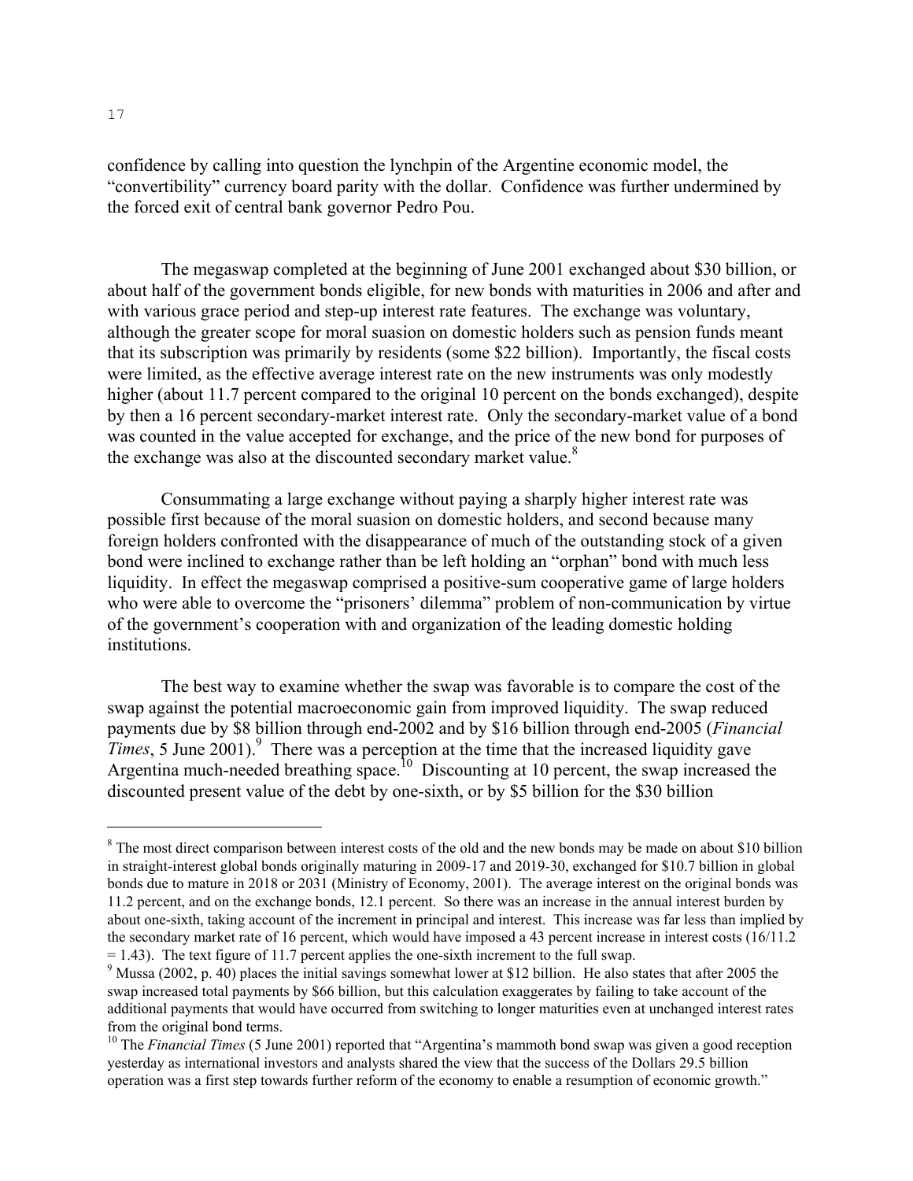confidence by calling into question the lynchpin of the Argentine economic model, the "convertibility" currency board parity with the dollar. Confidence was further undermined by the forced exit of central bank governor Pedro Pou.

The megaswap completed at the beginning of June 2001 exchanged about $30 billion, or about half of the government bonds eligible, for new bonds with maturities in 2006 and after and with various grace period and step-up interest rate features. The exchange was voluntary, although the greater scope for moral suasion on domestic holders such as pension funds meant that its subscription was primarily by residents (some $22 billion). Importantly, the fiscal costs were limited, as the effective average interest rate on the new instruments was only modestly higher (about 11.7 percent compared to the original 10 percent on the bonds exchanged), despite by then a 16 percent secondary-market interest rate. Only the secondary-market value of a bond was counted in the value accepted for exchange, and the price of the new bond for purposes of the exchange was also at the discounted secondary market value.[8]

Consummating a large exchange without paying a sharply higher interest rate was possible first because of the moral suasion on domestic holders, and second because many foreign holders confronted with the disappearance of much of the outstanding stock of a given bond were inclined to exchange rather than be left holding an "orphan" bond with much less liquidity. In effect the megaswap comprised a positive-sum cooperative game of large holders who were able to overcome the "prisoners' dilemma" problem of non-communication by virtue of the government's cooperation with and organization of the leading domestic holding institutions.

The best way to examine whether the swap was favorable is to compare the cost of the swap against the potential macroeconomic gain from improved liquidity. The swap reduced payments due by $8 billion through end-2002 and by $16 billion through end-2005 (*Financial Times*, 5 June 2001).[9] There was a perception at the time that the increased liquidity gave Argentina much-needed breathing space.[10] Discounting at 10 percent, the swap increased the discounted present value of the debt by one-sixth, or by $5 billion for the $30 billion

---

[8] The most direct comparison between interest costs of the old and the new bonds may be made on about $10 billion in straight-interest global bonds originally maturing in 2009-17 and 2019-30, exchanged for $10.7 billion in global bonds due to mature in 2018 or 2031 (Ministry of Economy, 2001). The average interest on the original bonds was 11.2 percent, and on the exchange bonds, 12.1 percent. So there was an increase in the annual interest burden by about one-sixth, taking account of the increment in principal and interest. This increase was far less than implied by the secondary market rate of 16 percent, which would have imposed a 43 percent increase in interest costs (16/11.2 = 1.43). The text figure of 11.7 percent applies the one-sixth increment to the full swap.

[9] Mussa (2002, p. 40) places the initial savings somewhat lower at $12 billion. He also states that after 2005 the swap increased total payments by $66 billion, but this calculation exaggerates by failing to take account of the additional payments that would have occurred from switching to longer maturities even at unchanged interest rates from the original bond terms.

[10] The *Financial Times* (5 June 2001) reported that "Argentina's mammoth bond swap was given a good reception yesterday as international investors and analysts shared the view that the success of the Dollars 29.5 billion operation was a first step towards further reform of the economy to enable a resumption of economic growth."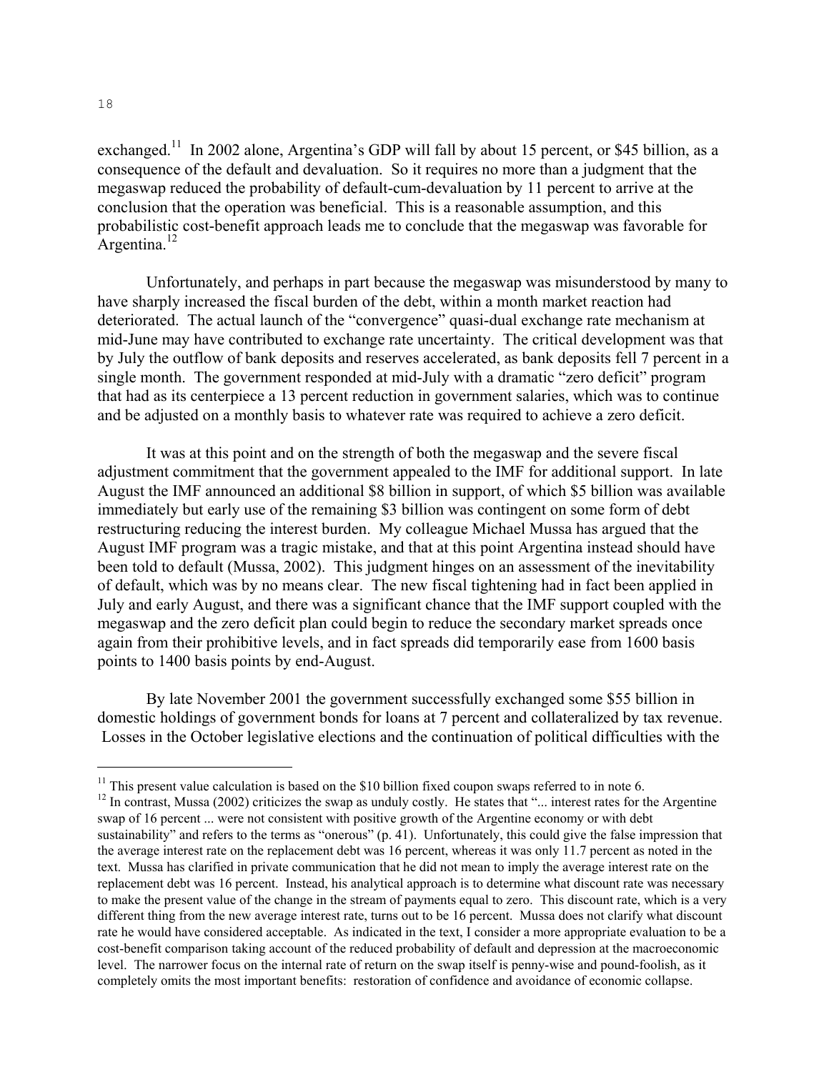exchanged.[11] In 2002 alone, Argentina's GDP will fall by about 15 percent, or $45 billion, as a consequence of the default and devaluation. So it requires no more than a judgment that the megaswap reduced the probability of default-cum-devaluation by 11 percent to arrive at the conclusion that the operation was beneficial. This is a reasonable assumption, and this probabilistic cost-benefit approach leads me to conclude that the megaswap was favorable for Argentina.[12]

Unfortunately, and perhaps in part because the megaswap was misunderstood by many to have sharply increased the fiscal burden of the debt, within a month market reaction had deteriorated. The actual launch of the "convergence" quasi-dual exchange rate mechanism at mid-June may have contributed to exchange rate uncertainty. The critical development was that by July the outflow of bank deposits and reserves accelerated, as bank deposits fell 7 percent in a single month. The government responded at mid-July with a dramatic "zero deficit" program that had as its centerpiece a 13 percent reduction in government salaries, which was to continue and be adjusted on a monthly basis to whatever rate was required to achieve a zero deficit.

It was at this point and on the strength of both the megaswap and the severe fiscal adjustment commitment that the government appealed to the IMF for additional support. In late August the IMF announced an additional $8 billion in support, of which $5 billion was available immediately but early use of the remaining $3 billion was contingent on some form of debt restructuring reducing the interest burden. My colleague Michael Mussa has argued that the August IMF program was a tragic mistake, and that at this point Argentina instead should have been told to default (Mussa, 2002). This judgment hinges on an assessment of the inevitability of default, which was by no means clear. The new fiscal tightening had in fact been applied in July and early August, and there was a significant chance that the IMF support coupled with the megaswap and the zero deficit plan could begin to reduce the secondary market spreads once again from their prohibitive levels, and in fact spreads did temporarily ease from 1600 basis points to 1400 basis points by end-August.

By late November 2001 the government successfully exchanged some $55 billion in domestic holdings of government bonds for loans at 7 percent and collateralized by tax revenue. Losses in the October legislative elections and the continuation of political difficulties with the

---

[11] This present value calculation is based on the $10 billion fixed coupon swaps referred to in note 6.

[12] In contrast, Mussa (2002) criticizes the swap as unduly costly. He states that "... interest rates for the Argentine swap of 16 percent ... were not consistent with positive growth of the Argentine economy or with debt sustainability" and refers to the terms as "onerous" (p. 41). Unfortunately, this could give the false impression that the average interest rate on the replacement debt was 16 percent, whereas it was only 11.7 percent as noted in the text. Mussa has clarified in private communication that he did not mean to imply the average interest rate on the replacement debt was 16 percent. Instead, his analytical approach is to determine what discount rate was necessary to make the present value of the change in the stream of payments equal to zero. This discount rate, which is a very different thing from the new average interest rate, turns out to be 16 percent. Mussa does not clarify what discount rate he would have considered acceptable. As indicated in the text, I consider a more appropriate evaluation to be a cost-benefit comparison taking account of the reduced probability of default and depression at the macroeconomic level. The narrower focus on the internal rate of return on the swap itself is penny-wise and pound-foolish, as it completely omits the most important benefits: restoration of confidence and avoidance of economic collapse.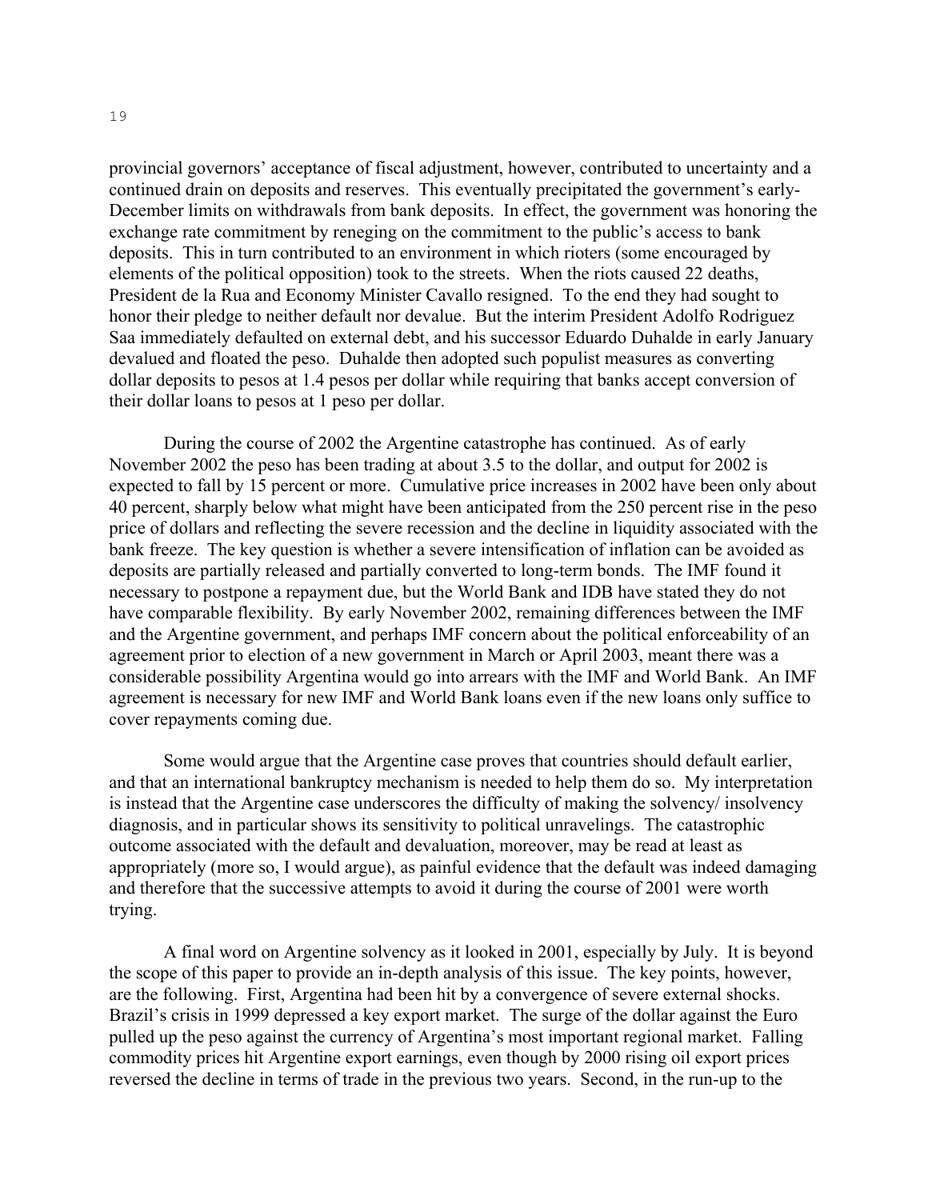provincial governors' acceptance of fiscal adjustment, however, contributed to uncertainty and a continued drain on deposits and reserves. This eventually precipitated the government's early-December limits on withdrawals from bank deposits. In effect, the government was honoring the exchange rate commitment by reneging on the commitment to the public's access to bank deposits. This in turn contributed to an environment in which rioters (some encouraged by elements of the political opposition) took to the streets. When the riots caused 22 deaths, President de la Rua and Economy Minister Cavallo resigned. To the end they had sought to honor their pledge to neither default nor devalue. But the interim President Adolfo Rodriguez Saa immediately defaulted on external debt, and his successor Eduardo Duhalde in early January devalued and floated the peso. Duhalde then adopted such populist measures as converting dollar deposits to pesos at 1.4 pesos per dollar while requiring that banks accept conversion of their dollar loans to pesos at 1 peso per dollar.

During the course of 2002 the Argentine catastrophe has continued. As of early November 2002 the peso has been trading at about 3.5 to the dollar, and output for 2002 is expected to fall by 15 percent or more. Cumulative price increases in 2002 have been only about 40 percent, sharply below what might have been anticipated from the 250 percent rise in the peso price of dollars and reflecting the severe recession and the decline in liquidity associated with the bank freeze. The key question is whether a severe intensification of inflation can be avoided as deposits are partially released and partially converted to long-term bonds. The IMF found it necessary to postpone a repayment due, but the World Bank and IDB have stated they do not have comparable flexibility. By early November 2002, remaining differences between the IMF and the Argentine government, and perhaps IMF concern about the political enforceability of an agreement prior to election of a new government in March or April 2003, meant there was a considerable possibility Argentina would go into arrears with the IMF and World Bank. An IMF agreement is necessary for new IMF and World Bank loans even if the new loans only suffice to cover repayments coming due.

Some would argue that the Argentine case proves that countries should default earlier, and that an international bankruptcy mechanism is needed to help them do so. My interpretation is instead that the Argentine case underscores the difficulty of making the solvency/ insolvency diagnosis, and in particular shows its sensitivity to political unravelings. The catastrophic outcome associated with the default and devaluation, moreover, may be read at least as appropriately (more so, I would argue), as painful evidence that the default was indeed damaging and therefore that the successive attempts to avoid it during the course of 2001 were worth trying.

A final word on Argentine solvency as it looked in 2001, especially by July. It is beyond the scope of this paper to provide an in-depth analysis of this issue. The key points, however, are the following. First, Argentina had been hit by a convergence of severe external shocks. Brazil's crisis in 1999 depressed a key export market. The surge of the dollar against the Euro pulled up the peso against the currency of Argentina's most important regional market. Falling commodity prices hit Argentine export earnings, even though by 2000 rising oil export prices reversed the decline in terms of trade in the previous two years. Second, in the run-up to the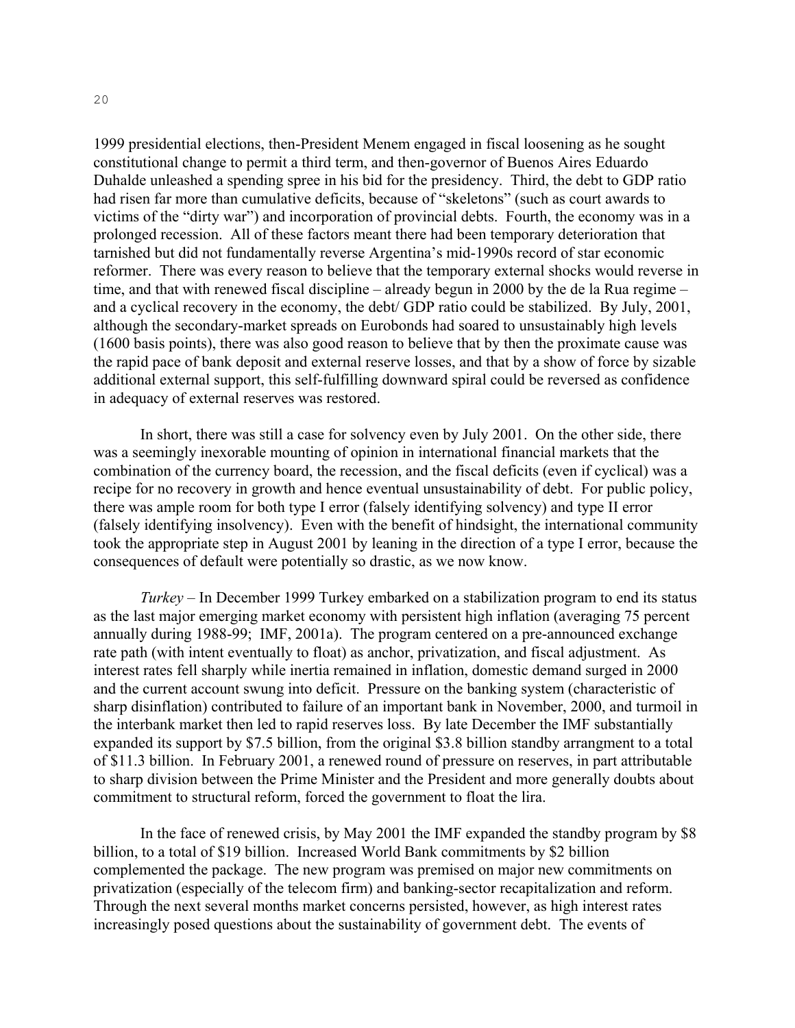1999 presidential elections, then-President Menem engaged in fiscal loosening as he sought constitutional change to permit a third term, and then-governor of Buenos Aires Eduardo Duhalde unleashed a spending spree in his bid for the presidency. Third, the debt to GDP ratio had risen far more than cumulative deficits, because of "skeletons" (such as court awards to victims of the "dirty war") and incorporation of provincial debts. Fourth, the economy was in a prolonged recession. All of these factors meant there had been temporary deterioration that tarnished but did not fundamentally reverse Argentina's mid-1990s record of star economic reformer. There was every reason to believe that the temporary external shocks would reverse in time, and that with renewed fiscal discipline – already begun in 2000 by the de la Rua regime – and a cyclical recovery in the economy, the debt/ GDP ratio could be stabilized. By July, 2001, although the secondary-market spreads on Eurobonds had soared to unsustainably high levels (1600 basis points), there was also good reason to believe that by then the proximate cause was the rapid pace of bank deposit and external reserve losses, and that by a show of force by sizable additional external support, this self-fulfilling downward spiral could be reversed as confidence in adequacy of external reserves was restored.

In short, there was still a case for solvency even by July 2001. On the other side, there was a seemingly inexorable mounting of opinion in international financial markets that the combination of the currency board, the recession, and the fiscal deficits (even if cyclical) was a recipe for no recovery in growth and hence eventual unsustainability of debt. For public policy, there was ample room for both type I error (falsely identifying solvency) and type II error (falsely identifying insolvency). Even with the benefit of hindsight, the international community took the appropriate step in August 2001 by leaning in the direction of a type I error, because the consequences of default were potentially so drastic, as we now know.

*Turkey* – In December 1999 Turkey embarked on a stabilization program to end its status as the last major emerging market economy with persistent high inflation (averaging 75 percent annually during 1988-99; IMF, 2001a). The program centered on a pre-announced exchange rate path (with intent eventually to float) as anchor, privatization, and fiscal adjustment. As interest rates fell sharply while inertia remained in inflation, domestic demand surged in 2000 and the current account swung into deficit. Pressure on the banking system (characteristic of sharp disinflation) contributed to failure of an important bank in November, 2000, and turmoil in the interbank market then led to rapid reserves loss. By late December the IMF substantially expanded its support by $7.5 billion, from the original $3.8 billion standby arrangment to a total of $11.3 billion. In February 2001, a renewed round of pressure on reserves, in part attributable to sharp division between the Prime Minister and the President and more generally doubts about commitment to structural reform, forced the government to float the lira.

In the face of renewed crisis, by May 2001 the IMF expanded the standby program by $8 billion, to a total of $19 billion. Increased World Bank commitments by $2 billion complemented the package. The new program was premised on major new commitments on privatization (especially of the telecom firm) and banking-sector recapitalization and reform. Through the next several months market concerns persisted, however, as high interest rates increasingly posed questions about the sustainability of government debt. The events of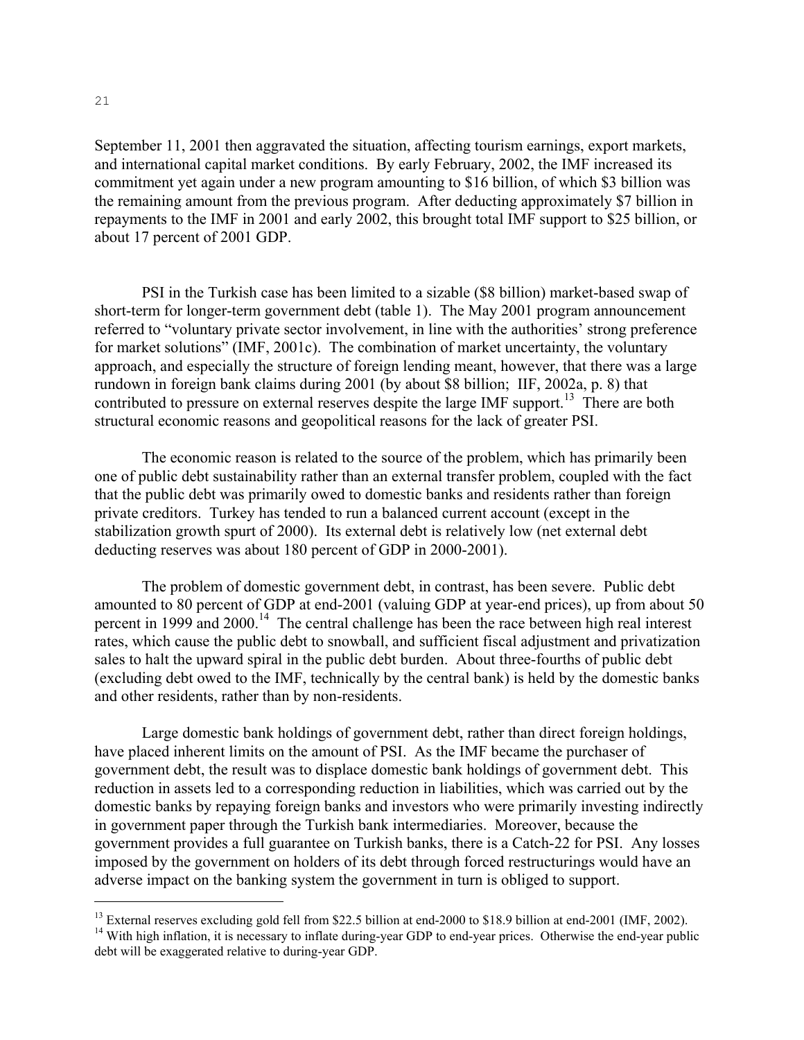September 11, 2001 then aggravated the situation, affecting tourism earnings, export markets, and international capital market conditions. By early February, 2002, the IMF increased its commitment yet again under a new program amounting to \$16 billion, of which \$3 billion was the remaining amount from the previous program. After deducting approximately \$7 billion in repayments to the IMF in 2001 and early 2002, this brought total IMF support to \$25 billion, or about 17 percent of 2001 GDP.

PSI in the Turkish case has been limited to a sizable (\$8 billion) market-based swap of short-term for longer-term government debt (table 1). The May 2001 program announcement referred to "voluntary private sector involvement, in line with the authorities' strong preference for market solutions" (IMF, 2001c). The combination of market uncertainty, the voluntary approach, and especially the structure of foreign lending meant, however, that there was a large rundown in foreign bank claims during 2001 (by about \$8 billion; IIF, 2002a, p. 8) that contributed to pressure on external reserves despite the large IMF support.[13] There are both structural economic reasons and geopolitical reasons for the lack of greater PSI.

The economic reason is related to the source of the problem, which has primarily been one of public debt sustainability rather than an external transfer problem, coupled with the fact that the public debt was primarily owed to domestic banks and residents rather than foreign private creditors. Turkey has tended to run a balanced current account (except in the stabilization growth spurt of 2000). Its external debt is relatively low (net external debt deducting reserves was about 180 percent of GDP in 2000-2001).

The problem of domestic government debt, in contrast, has been severe. Public debt amounted to 80 percent of GDP at end-2001 (valuing GDP at year-end prices), up from about 50 percent in 1999 and 2000.[14] The central challenge has been the race between high real interest rates, which cause the public debt to snowball, and sufficient fiscal adjustment and privatization sales to halt the upward spiral in the public debt burden. About three-fourths of public debt (excluding debt owed to the IMF, technically by the central bank) is held by the domestic banks and other residents, rather than by non-residents.

Large domestic bank holdings of government debt, rather than direct foreign holdings, have placed inherent limits on the amount of PSI. As the IMF became the purchaser of government debt, the result was to displace domestic bank holdings of government debt. This reduction in assets led to a corresponding reduction in liabilities, which was carried out by the domestic banks by repaying foreign banks and investors who were primarily investing indirectly in government paper through the Turkish bank intermediaries. Moreover, because the government provides a full guarantee on Turkish banks, there is a Catch-22 for PSI. Any losses imposed by the government on holders of its debt through forced restructurings would have an adverse impact on the banking system the government in turn is obliged to support.

---

[13] External reserves excluding gold fell from \$22.5 billion at end-2000 to \$18.9 billion at end-2001 (IMF, 2002).

[14] With high inflation, it is necessary to inflate during-year GDP to end-year prices. Otherwise the end-year public debt will be exaggerated relative to during-year GDP.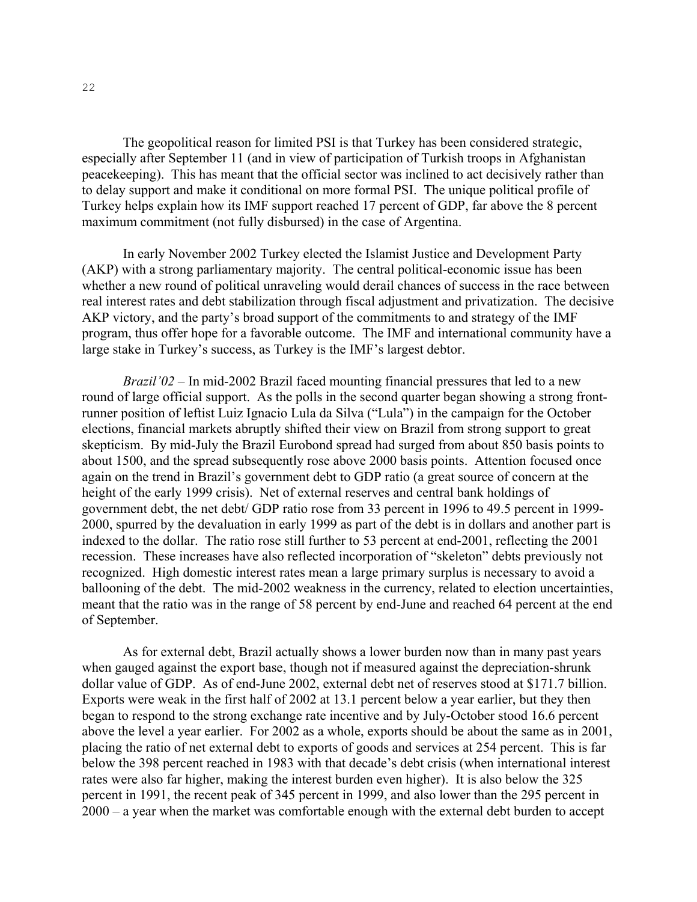The geopolitical reason for limited PSI is that Turkey has been considered strategic, especially after September 11 (and in view of participation of Turkish troops in Afghanistan peacekeeping). This has meant that the official sector was inclined to act decisively rather than to delay support and make it conditional on more formal PSI. The unique political profile of Turkey helps explain how its IMF support reached 17 percent of GDP, far above the 8 percent maximum commitment (not fully disbursed) in the case of Argentina.

In early November 2002 Turkey elected the Islamist Justice and Development Party (AKP) with a strong parliamentary majority. The central political-economic issue has been whether a new round of political unraveling would derail chances of success in the race between real interest rates and debt stabilization through fiscal adjustment and privatization. The decisive AKP victory, and the party's broad support of the commitments to and strategy of the IMF program, thus offer hope for a favorable outcome. The IMF and international community have a large stake in Turkey's success, as Turkey is the IMF's largest debtor.

*Brazil'02* – In mid-2002 Brazil faced mounting financial pressures that led to a new round of large official support. As the polls in the second quarter began showing a strong front-runner position of leftist Luiz Ignacio Lula da Silva ("Lula") in the campaign for the October elections, financial markets abruptly shifted their view on Brazil from strong support to great skepticism. By mid-July the Brazil Eurobond spread had surged from about 850 basis points to about 1500, and the spread subsequently rose above 2000 basis points. Attention focused once again on the trend in Brazil's government debt to GDP ratio (a great source of concern at the height of the early 1999 crisis). Net of external reserves and central bank holdings of government debt, the net debt/ GDP ratio rose from 33 percent in 1996 to 49.5 percent in 1999-2000, spurred by the devaluation in early 1999 as part of the debt is in dollars and another part is indexed to the dollar. The ratio rose still further to 53 percent at end-2001, reflecting the 2001 recession. These increases have also reflected incorporation of "skeleton" debts previously not recognized. High domestic interest rates mean a large primary surplus is necessary to avoid a ballooning of the debt. The mid-2002 weakness in the currency, related to election uncertainties, meant that the ratio was in the range of 58 percent by end-June and reached 64 percent at the end of September.

As for external debt, Brazil actually shows a lower burden now than in many past years when gauged against the export base, though not if measured against the depreciation-shrunk dollar value of GDP. As of end-June 2002, external debt net of reserves stood at $171.7 billion. Exports were weak in the first half of 2002 at 13.1 percent below a year earlier, but they then began to respond to the strong exchange rate incentive and by July-October stood 16.6 percent above the level a year earlier. For 2002 as a whole, exports should be about the same as in 2001, placing the ratio of net external debt to exports of goods and services at 254 percent. This is far below the 398 percent reached in 1983 with that decade's debt crisis (when international interest rates were also far higher, making the interest burden even higher). It is also below the 325 percent in 1991, the recent peak of 345 percent in 1999, and also lower than the 295 percent in 2000 – a year when the market was comfortable enough with the external debt burden to accept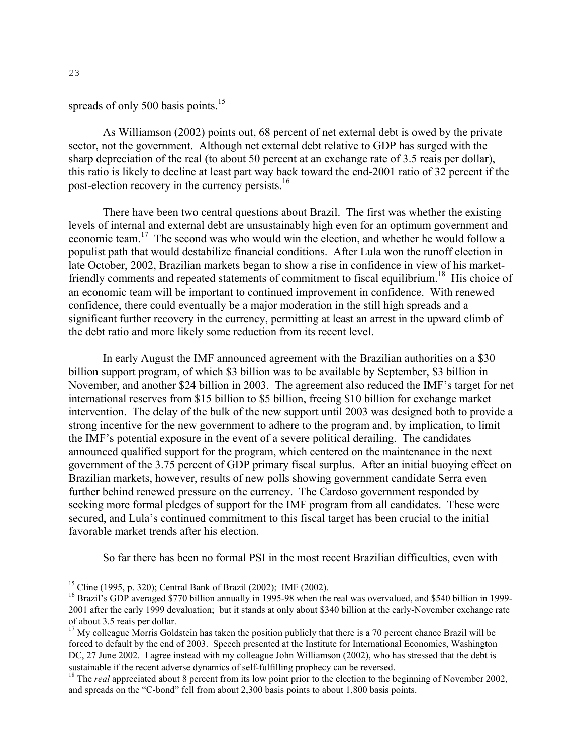spreads of only 500 basis points.[15]

As Williamson (2002) points out, 68 percent of net external debt is owed by the private sector, not the government. Although net external debt relative to GDP has surged with the sharp depreciation of the real (to about 50 percent at an exchange rate of 3.5 reais per dollar), this ratio is likely to decline at least part way back toward the end-2001 ratio of 32 percent if the post-election recovery in the currency persists.[16]

There have been two central questions about Brazil. The first was whether the existing levels of internal and external debt are unsustainably high even for an optimum government and economic team.[17] The second was who would win the election, and whether he would follow a populist path that would destabilize financial conditions. After Lula won the runoff election in late October, 2002, Brazilian markets began to show a rise in confidence in view of his market-friendly comments and repeated statements of commitment to fiscal equilibrium.[18] His choice of an economic team will be important to continued improvement in confidence. With renewed confidence, there could eventually be a major moderation in the still high spreads and a significant further recovery in the currency, permitting at least an arrest in the upward climb of the debt ratio and more likely some reduction from its recent level.

In early August the IMF announced agreement with the Brazilian authorities on a \$30 billion support program, of which \$3 billion was to be available by September, \$3 billion in November, and another \$24 billion in 2003. The agreement also reduced the IMF's target for net international reserves from \$15 billion to \$5 billion, freeing \$10 billion for exchange market intervention. The delay of the bulk of the new support until 2003 was designed both to provide a strong incentive for the new government to adhere to the program and, by implication, to limit the IMF's potential exposure in the event of a severe political derailing. The candidates announced qualified support for the program, which centered on the maintenance in the next government of the 3.75 percent of GDP primary fiscal surplus. After an initial buoying effect on Brazilian markets, however, results of new polls showing government candidate Serra even further behind renewed pressure on the currency. The Cardoso government responded by seeking more formal pledges of support for the IMF program from all candidates. These were secured, and Lula's continued commitment to this fiscal target has been crucial to the initial favorable market trends after his election.

So far there has been no formal PSI in the most recent Brazilian difficulties, even with

---

[15] Cline (1995, p. 320); Central Bank of Brazil (2002); IMF (2002).

[16] Brazil's GDP averaged \$770 billion annually in 1995-98 when the real was overvalued, and \$540 billion in 1999-2001 after the early 1999 devaluation; but it stands at only about \$340 billion at the early-November exchange rate of about 3.5 reais per dollar.

[17] My colleague Morris Goldstein has taken the position publicly that there is a 70 percent chance Brazil will be forced to default by the end of 2003. Speech presented at the Institute for International Economics, Washington DC, 27 June 2002. I agree instead with my colleague John Williamson (2002), who has stressed that the debt is sustainable if the recent adverse dynamics of self-fulfilling prophecy can be reversed.

[18] The *real* appreciated about 8 percent from its low point prior to the election to the beginning of November 2002, and spreads on the "C-bond" fell from about 2,300 basis points to about 1,800 basis points.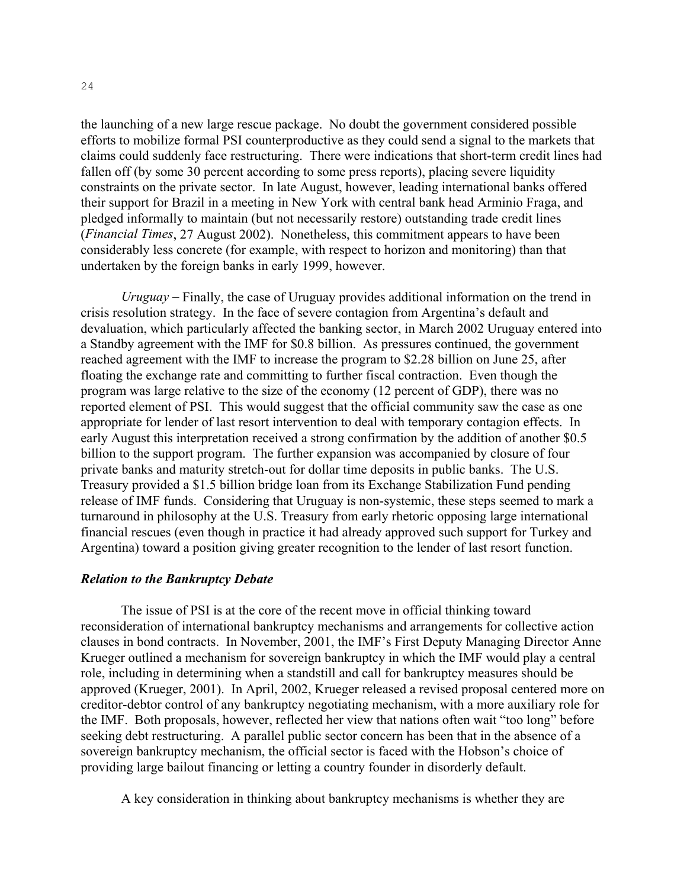the launching of a new large rescue package. No doubt the government considered possible efforts to mobilize formal PSI counterproductive as they could send a signal to the markets that claims could suddenly face restructuring. There were indications that short-term credit lines had fallen off (by some 30 percent according to some press reports), placing severe liquidity constraints on the private sector. In late August, however, leading international banks offered their support for Brazil in a meeting in New York with central bank head Arminio Fraga, and pledged informally to maintain (but not necessarily restore) outstanding trade credit lines (*Financial Times*, 27 August 2002). Nonetheless, this commitment appears to have been considerably less concrete (for example, with respect to horizon and monitoring) than that undertaken by the foreign banks in early 1999, however.

*Uruguay* – Finally, the case of Uruguay provides additional information on the trend in crisis resolution strategy. In the face of severe contagion from Argentina's default and devaluation, which particularly affected the banking sector, in March 2002 Uruguay entered into a Standby agreement with the IMF for \$0.8 billion. As pressures continued, the government reached agreement with the IMF to increase the program to \$2.28 billion on June 25, after floating the exchange rate and committing to further fiscal contraction. Even though the program was large relative to the size of the economy (12 percent of GDP), there was no reported element of PSI. This would suggest that the official community saw the case as one appropriate for lender of last resort intervention to deal with temporary contagion effects. In early August this interpretation received a strong confirmation by the addition of another \$0.5 billion to the support program. The further expansion was accompanied by closure of four private banks and maturity stretch-out for dollar time deposits in public banks. The U.S. Treasury provided a \$1.5 billion bridge loan from its Exchange Stabilization Fund pending release of IMF funds. Considering that Uruguay is non-systemic, these steps seemed to mark a turnaround in philosophy at the U.S. Treasury from early rhetoric opposing large international financial rescues (even though in practice it had already approved such support for Turkey and Argentina) toward a position giving greater recognition to the lender of last resort function.

### *Relation to the Bankruptcy Debate*

The issue of PSI is at the core of the recent move in official thinking toward reconsideration of international bankruptcy mechanisms and arrangements for collective action clauses in bond contracts. In November, 2001, the IMF's First Deputy Managing Director Anne Krueger outlined a mechanism for sovereign bankruptcy in which the IMF would play a central role, including in determining when a standstill and call for bankruptcy measures should be approved (Krueger, 2001). In April, 2002, Krueger released a revised proposal centered more on creditor-debtor control of any bankruptcy negotiating mechanism, with a more auxiliary role for the IMF. Both proposals, however, reflected her view that nations often wait "too long" before seeking debt restructuring. A parallel public sector concern has been that in the absence of a sovereign bankruptcy mechanism, the official sector is faced with the Hobson's choice of providing large bailout financing or letting a country founder in disorderly default.

A key consideration in thinking about bankruptcy mechanisms is whether they are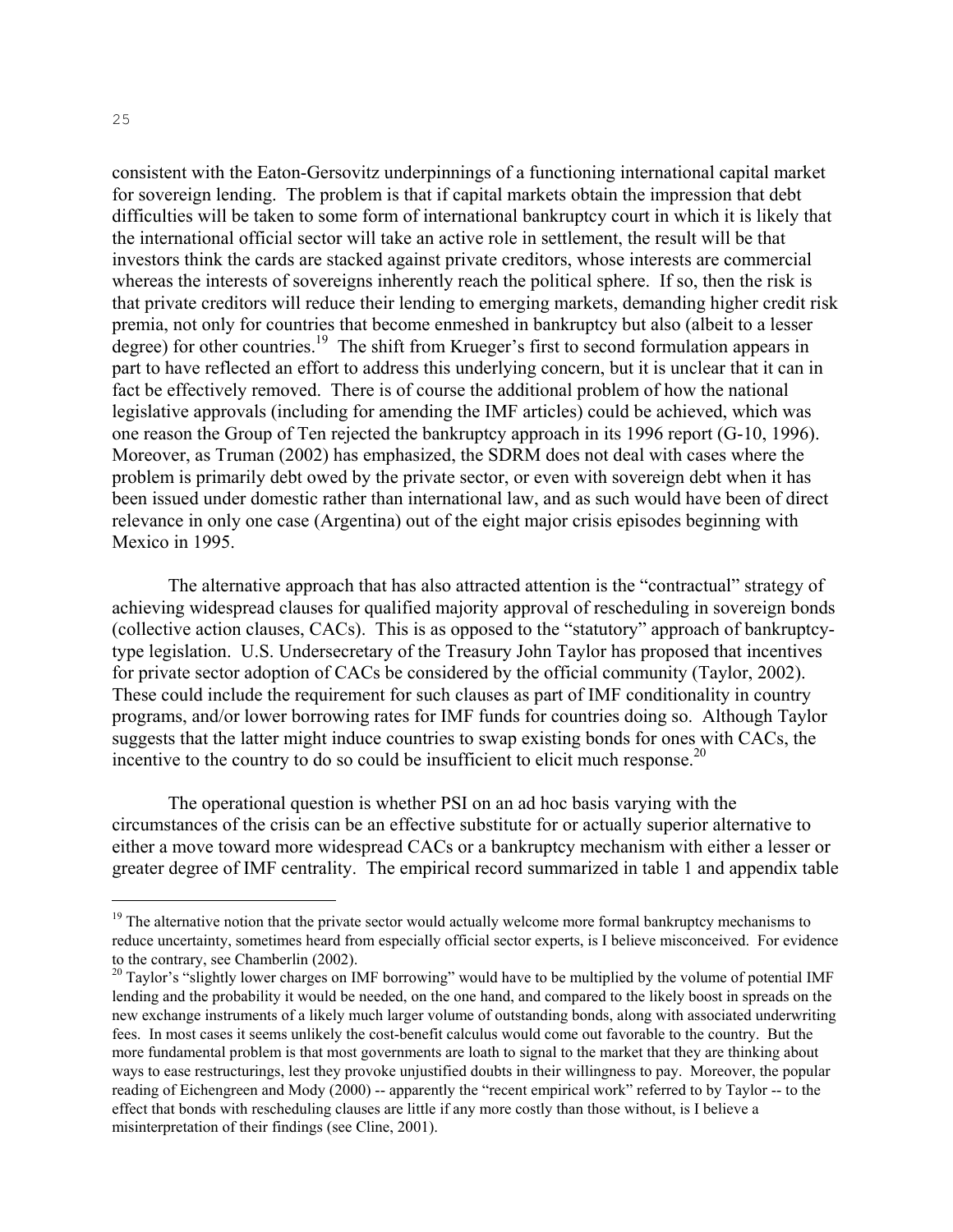consistent with the Eaton-Gersovitz underpinnings of a functioning international capital market for sovereign lending. The problem is that if capital markets obtain the impression that debt difficulties will be taken to some form of international bankruptcy court in which it is likely that the international official sector will take an active role in settlement, the result will be that investors think the cards are stacked against private creditors, whose interests are commercial whereas the interests of sovereigns inherently reach the political sphere. If so, then the risk is that private creditors will reduce their lending to emerging markets, demanding higher credit risk premia, not only for countries that become enmeshed in bankruptcy but also (albeit to a lesser degree) for other countries.[19] The shift from Krueger's first to second formulation appears in part to have reflected an effort to address this underlying concern, but it is unclear that it can in fact be effectively removed. There is of course the additional problem of how the national legislative approvals (including for amending the IMF articles) could be achieved, which was one reason the Group of Ten rejected the bankruptcy approach in its 1996 report (G-10, 1996). Moreover, as Truman (2002) has emphasized, the SDRM does not deal with cases where the problem is primarily debt owed by the private sector, or even with sovereign debt when it has been issued under domestic rather than international law, and as such would have been of direct relevance in only one case (Argentina) out of the eight major crisis episodes beginning with Mexico in 1995.

The alternative approach that has also attracted attention is the "contractual" strategy of achieving widespread clauses for qualified majority approval of rescheduling in sovereign bonds (collective action clauses, CACs). This is as opposed to the "statutory" approach of bankruptcy-type legislation. U.S. Undersecretary of the Treasury John Taylor has proposed that incentives for private sector adoption of CACs be considered by the official community (Taylor, 2002). These could include the requirement for such clauses as part of IMF conditionality in country programs, and/or lower borrowing rates for IMF funds for countries doing so. Although Taylor suggests that the latter might induce countries to swap existing bonds for ones with CACs, the incentive to the country to do so could be insufficient to elicit much response.[20]

The operational question is whether PSI on an ad hoc basis varying with the circumstances of the crisis can be an effective substitute for or actually superior alternative to either a move toward more widespread CACs or a bankruptcy mechanism with either a lesser or greater degree of IMF centrality. The empirical record summarized in table 1 and appendix table

---

[19] The alternative notion that the private sector would actually welcome more formal bankruptcy mechanisms to reduce uncertainty, sometimes heard from especially official sector experts, is I believe misconceived. For evidence to the contrary, see Chamberlin (2002).

[20] Taylor's "slightly lower charges on IMF borrowing" would have to be multiplied by the volume of potential IMF lending and the probability it would be needed, on the one hand, and compared to the likely boost in spreads on the new exchange instruments of a likely much larger volume of outstanding bonds, along with associated underwriting fees. In most cases it seems unlikely the cost-benefit calculus would come out favorable to the country. But the more fundamental problem is that most governments are loath to signal to the market that they are thinking about ways to ease restructurings, lest they provoke unjustified doubts in their willingness to pay. Moreover, the popular reading of Eichengreen and Mody (2000) -- apparently the "recent empirical work" referred to by Taylor -- to the effect that bonds with rescheduling clauses are little if any more costly than those without, is I believe a misinterpretation of their findings (see Cline, 2001).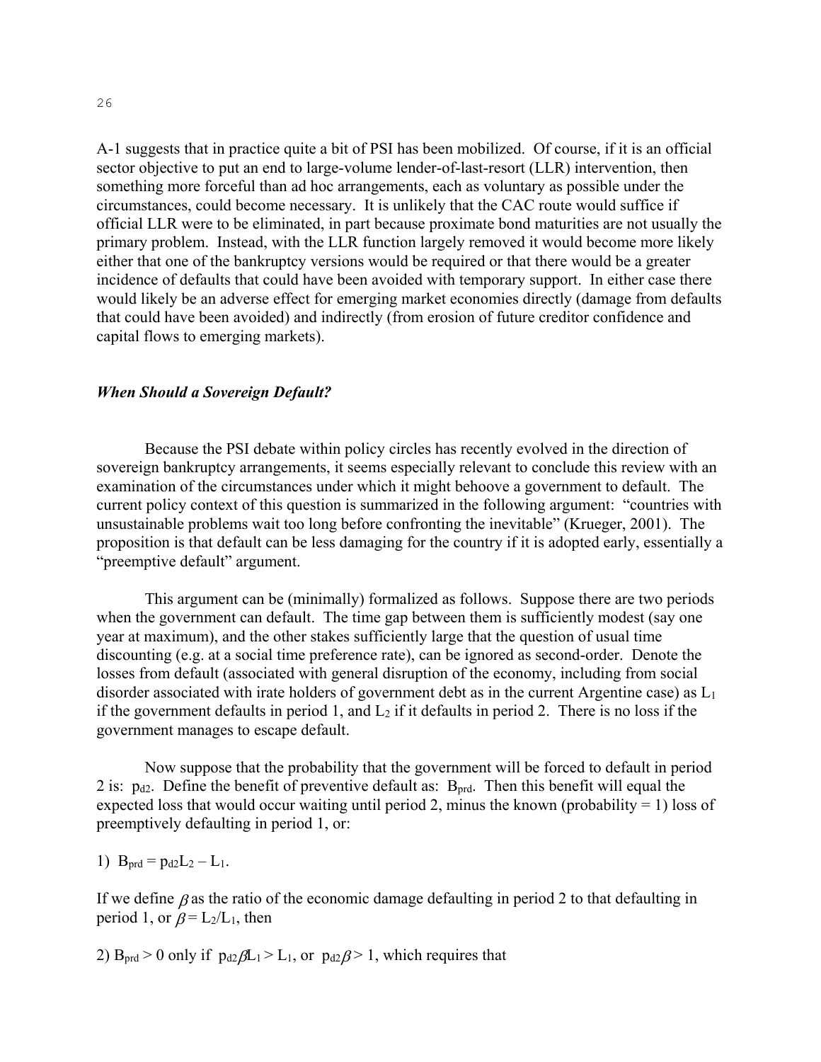A-1 suggests that in practice quite a bit of PSI has been mobilized. Of course, if it is an official sector objective to put an end to large-volume lender-of-last-resort (LLR) intervention, then something more forceful than ad hoc arrangements, each as voluntary as possible under the circumstances, could become necessary. It is unlikely that the CAC route would suffice if official LLR were to be eliminated, in part because proximate bond maturities are not usually the primary problem. Instead, with the LLR function largely removed it would become more likely either that one of the bankruptcy versions would be required or that there would be a greater incidence of defaults that could have been avoided with temporary support. In either case there would likely be an adverse effect for emerging market economies directly (damage from defaults that could have been avoided) and indirectly (from erosion of future creditor confidence and capital flows to emerging markets).

### *When Should a Sovereign Default?*

Because the PSI debate within policy circles has recently evolved in the direction of sovereign bankruptcy arrangements, it seems especially relevant to conclude this review with an examination of the circumstances under which it might behoove a government to default. The current policy context of this question is summarized in the following argument: "countries with unsustainable problems wait too long before confronting the inevitable" (Krueger, 2001). The proposition is that default can be less damaging for the country if it is adopted early, essentially a "preemptive default" argument.

This argument can be (minimally) formalized as follows. Suppose there are two periods when the government can default. The time gap between them is sufficiently modest (say one year at maximum), and the other stakes sufficiently large that the question of usual time discounting (e.g. at a social time preference rate), can be ignored as second-order. Denote the losses from default (associated with general disruption of the economy, including from social disorder associated with irate holders of government debt as in the current Argentine case) as $L_1$ if the government defaults in period 1, and $L_2$ if it defaults in period 2. There is no loss if the government manages to escape default.

Now suppose that the probability that the government will be forced to default in period 2 is: $p_{d2}$. Define the benefit of preventive default as: $B_{prd}$. Then this benefit will equal the expected loss that would occur waiting until period 2, minus the known (probability = 1) loss of preemptively defaulting in period 1, or:

1) $B_{prd} = p_{d2}L_2 - L_1$.

If we define $\beta$ as the ratio of the economic damage defaulting in period 2 to that defaulting in period 1, or $\beta = L_2/L_1$, then

2) $B_{prd} > 0$ only if $p_{d2}\beta L_1 > L_1$, or $p_{d2}\beta > 1$, which requires that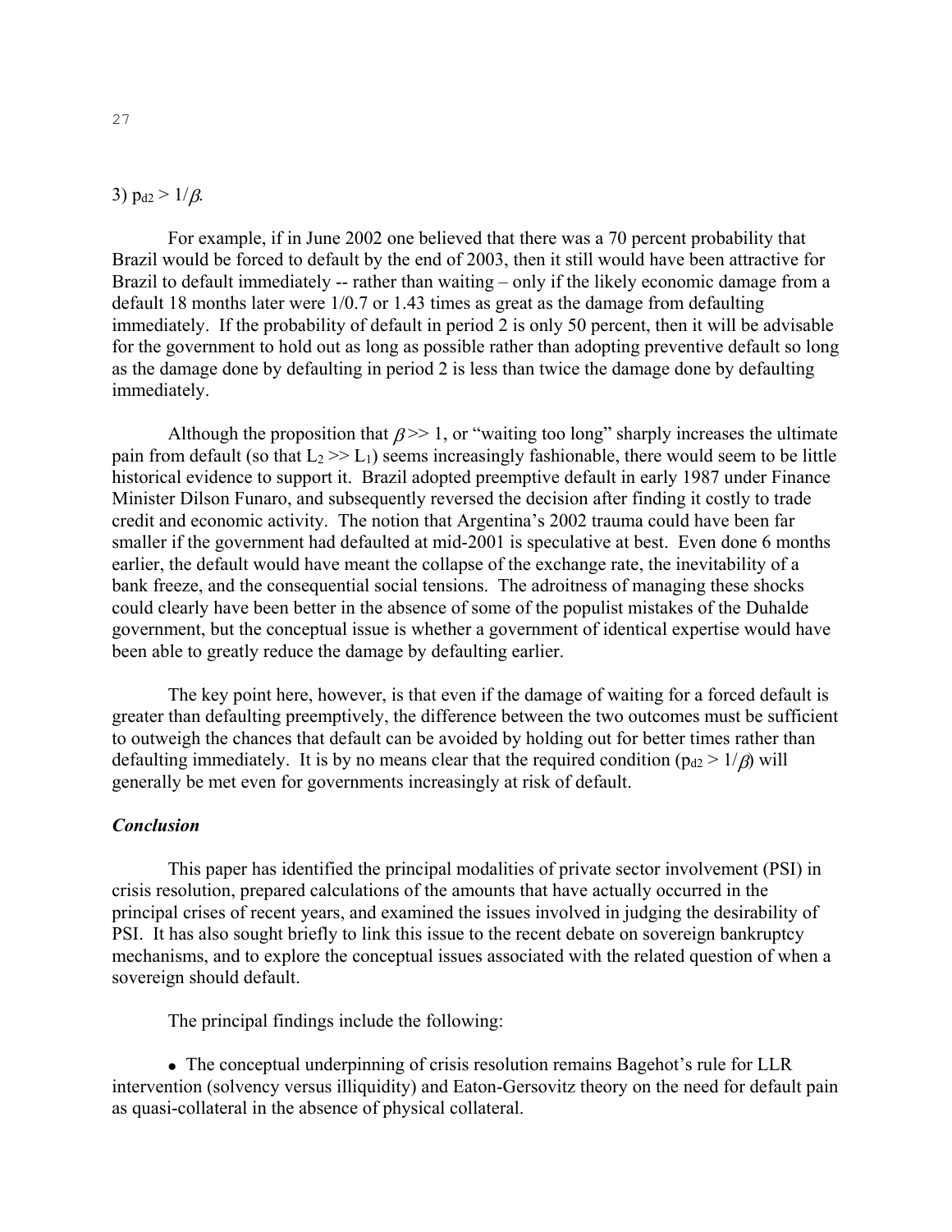3) $p_{d2} > 1/\beta$.

For example, if in June 2002 one believed that there was a 70 percent probability that Brazil would be forced to default by the end of 2003, then it still would have been attractive for Brazil to default immediately -- rather than waiting – only if the likely economic damage from a default 18 months later were 1/0.7 or 1.43 times as great as the damage from defaulting immediately. If the probability of default in period 2 is only 50 percent, then it will be advisable for the government to hold out as long as possible rather than adopting preventive default so long as the damage done by defaulting in period 2 is less than twice the damage done by defaulting immediately.

Although the proposition that $\beta >> 1$, or "waiting too long" sharply increases the ultimate pain from default (so that $L_2 >> L_1$) seems increasingly fashionable, there would seem to be little historical evidence to support it. Brazil adopted preemptive default in early 1987 under Finance Minister Dilson Funaro, and subsequently reversed the decision after finding it costly to trade credit and economic activity. The notion that Argentina's 2002 trauma could have been far smaller if the government had defaulted at mid-2001 is speculative at best. Even done 6 months earlier, the default would have meant the collapse of the exchange rate, the inevitability of a bank freeze, and the consequential social tensions. The adroitness of managing these shocks could clearly have been better in the absence of some of the populist mistakes of the Duhalde government, but the conceptual issue is whether a government of identical expertise would have been able to greatly reduce the damage by defaulting earlier.

The key point here, however, is that even if the damage of waiting for a forced default is greater than defaulting preemptively, the difference between the two outcomes must be sufficient to outweigh the chances that default can be avoided by holding out for better times rather than defaulting immediately. It is by no means clear that the required condition ($p_{d2} > 1/\beta$) will generally be met even for governments increasingly at risk of default.

### *Conclusion*

This paper has identified the principal modalities of private sector involvement (PSI) in crisis resolution, prepared calculations of the amounts that have actually occurred in the principal crises of recent years, and examined the issues involved in judging the desirability of PSI. It has also sought briefly to link this issue to the recent debate on sovereign bankruptcy mechanisms, and to explore the conceptual issues associated with the related question of when a sovereign should default.

The principal findings include the following:

- The conceptual underpinning of crisis resolution remains Bagehot's rule for LLR intervention (solvency versus illiquidity) and Eaton-Gersovitz theory on the need for default pain as quasi-collateral in the absence of physical collateral.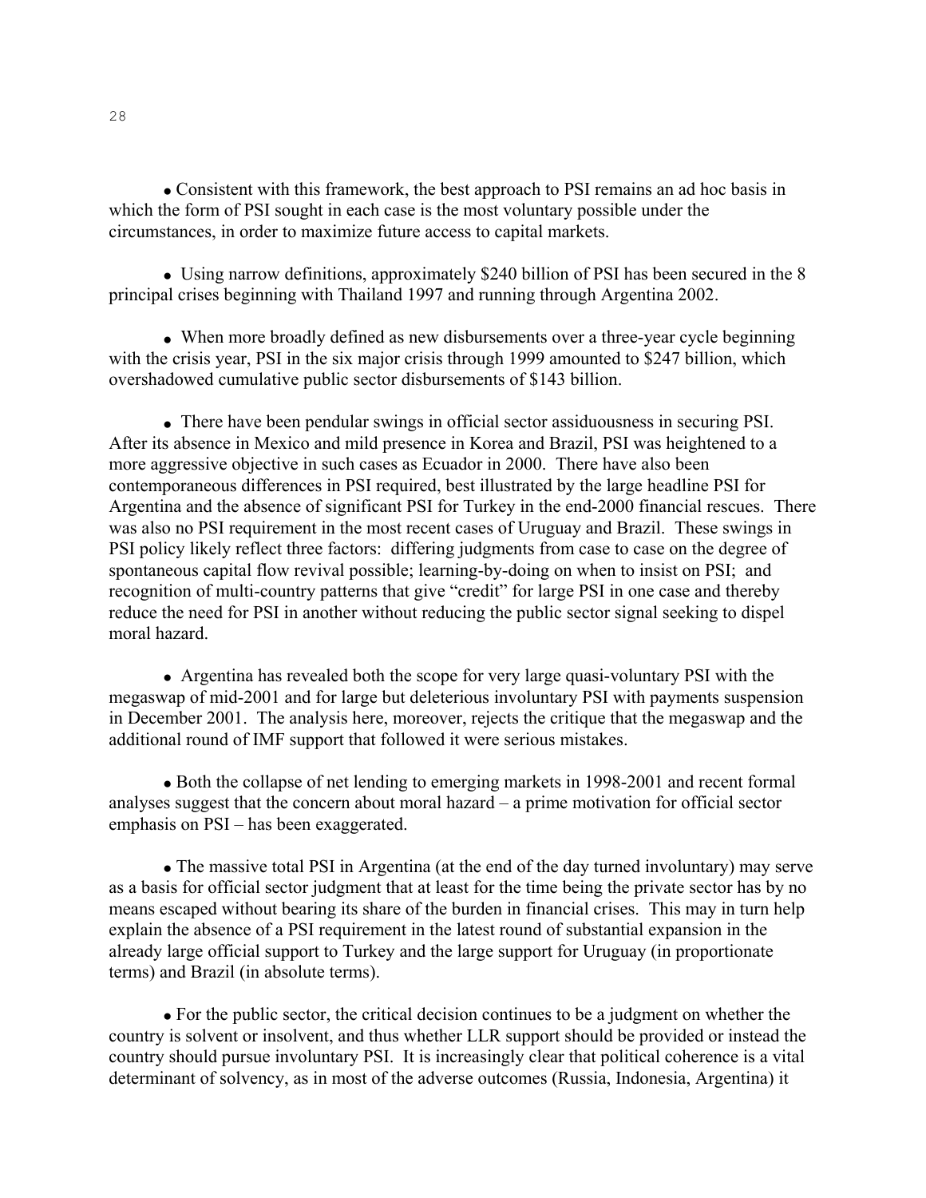- Consistent with this framework, the best approach to PSI remains an ad hoc basis in which the form of PSI sought in each case is the most voluntary possible under the circumstances, in order to maximize future access to capital markets.

- Using narrow definitions, approximately $240 billion of PSI has been secured in the 8 principal crises beginning with Thailand 1997 and running through Argentina 2002.

- When more broadly defined as new disbursements over a three-year cycle beginning with the crisis year, PSI in the six major crisis through 1999 amounted to $247 billion, which overshadowed cumulative public sector disbursements of $143 billion.

- There have been pendular swings in official sector assiduousness in securing PSI. After its absence in Mexico and mild presence in Korea and Brazil, PSI was heightened to a more aggressive objective in such cases as Ecuador in 2000. There have also been contemporaneous differences in PSI required, best illustrated by the large headline PSI for Argentina and the absence of significant PSI for Turkey in the end-2000 financial rescues. There was also no PSI requirement in the most recent cases of Uruguay and Brazil. These swings in PSI policy likely reflect three factors: differing judgments from case to case on the degree of spontaneous capital flow revival possible; learning-by-doing on when to insist on PSI; and recognition of multi-country patterns that give "credit" for large PSI in one case and thereby reduce the need for PSI in another without reducing the public sector signal seeking to dispel moral hazard.

- Argentina has revealed both the scope for very large quasi-voluntary PSI with the megaswap of mid-2001 and for large but deleterious involuntary PSI with payments suspension in December 2001. The analysis here, moreover, rejects the critique that the megaswap and the additional round of IMF support that followed it were serious mistakes.

- Both the collapse of net lending to emerging markets in 1998-2001 and recent formal analyses suggest that the concern about moral hazard – a prime motivation for official sector emphasis on PSI – has been exaggerated.

- The massive total PSI in Argentina (at the end of the day turned involuntary) may serve as a basis for official sector judgment that at least for the time being the private sector has by no means escaped without bearing its share of the burden in financial crises. This may in turn help explain the absence of a PSI requirement in the latest round of substantial expansion in the already large official support to Turkey and the large support for Uruguay (in proportionate terms) and Brazil (in absolute terms).

- For the public sector, the critical decision continues to be a judgment on whether the country is solvent or insolvent, and thus whether LLR support should be provided or instead the country should pursue involuntary PSI. It is increasingly clear that political coherence is a vital determinant of solvency, as in most of the adverse outcomes (Russia, Indonesia, Argentina) it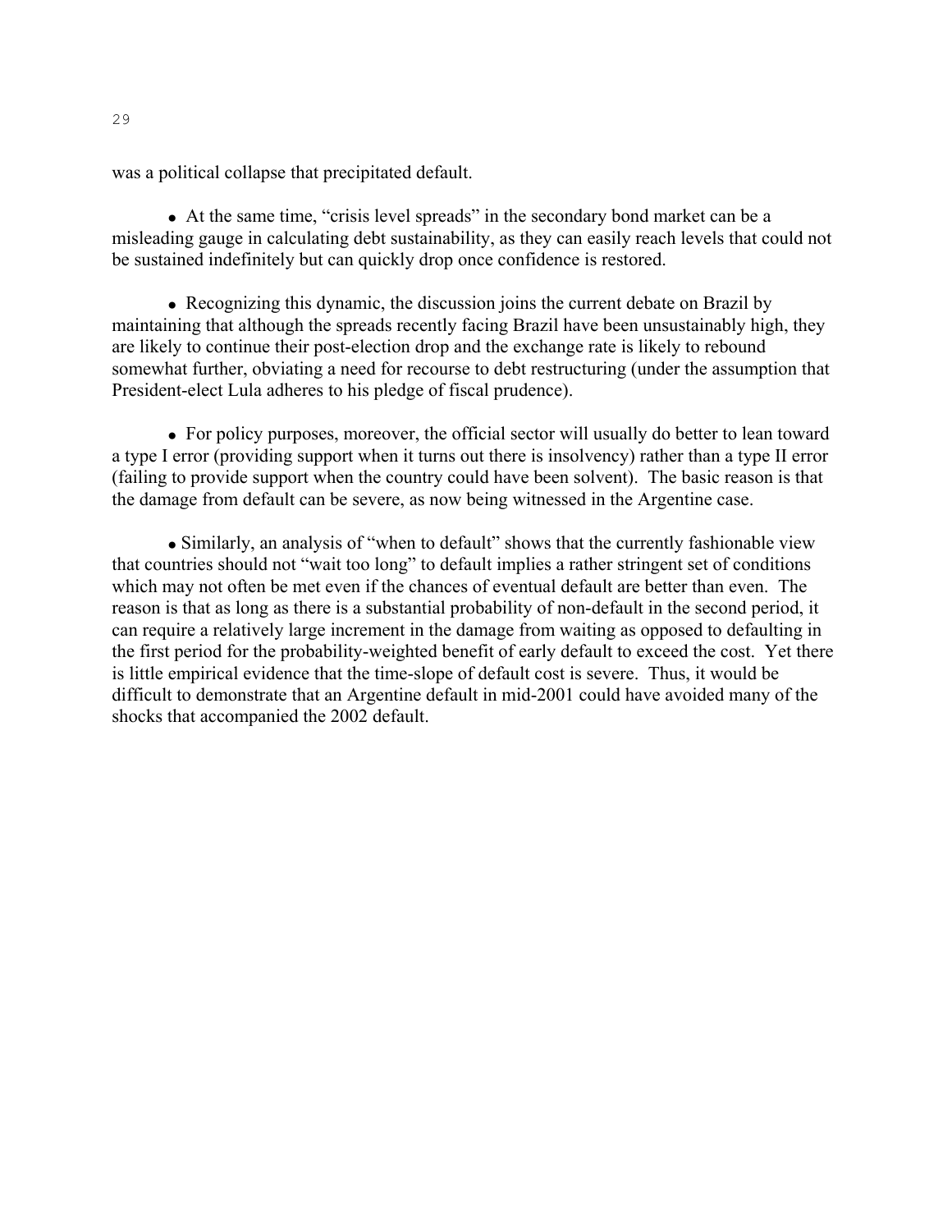was a political collapse that precipitated default.

- At the same time, "crisis level spreads" in the secondary bond market can be a misleading gauge in calculating debt sustainability, as they can easily reach levels that could not be sustained indefinitely but can quickly drop once confidence is restored.

- Recognizing this dynamic, the discussion joins the current debate on Brazil by maintaining that although the spreads recently facing Brazil have been unsustainably high, they are likely to continue their post-election drop and the exchange rate is likely to rebound somewhat further, obviating a need for recourse to debt restructuring (under the assumption that President-elect Lula adheres to his pledge of fiscal prudence).

- For policy purposes, moreover, the official sector will usually do better to lean toward a type I error (providing support when it turns out there is insolvency) rather than a type II error (failing to provide support when the country could have been solvent). The basic reason is that the damage from default can be severe, as now being witnessed in the Argentine case.

- Similarly, an analysis of "when to default" shows that the currently fashionable view that countries should not "wait too long" to default implies a rather stringent set of conditions which may not often be met even if the chances of eventual default are better than even. The reason is that as long as there is a substantial probability of non-default in the second period, it can require a relatively large increment in the damage from waiting as opposed to defaulting in the first period for the probability-weighted benefit of early default to exceed the cost. Yet there is little empirical evidence that the time-slope of default cost is severe. Thus, it would be difficult to demonstrate that an Argentine default in mid-2001 could have avoided many of the shocks that accompanied the 2002 default.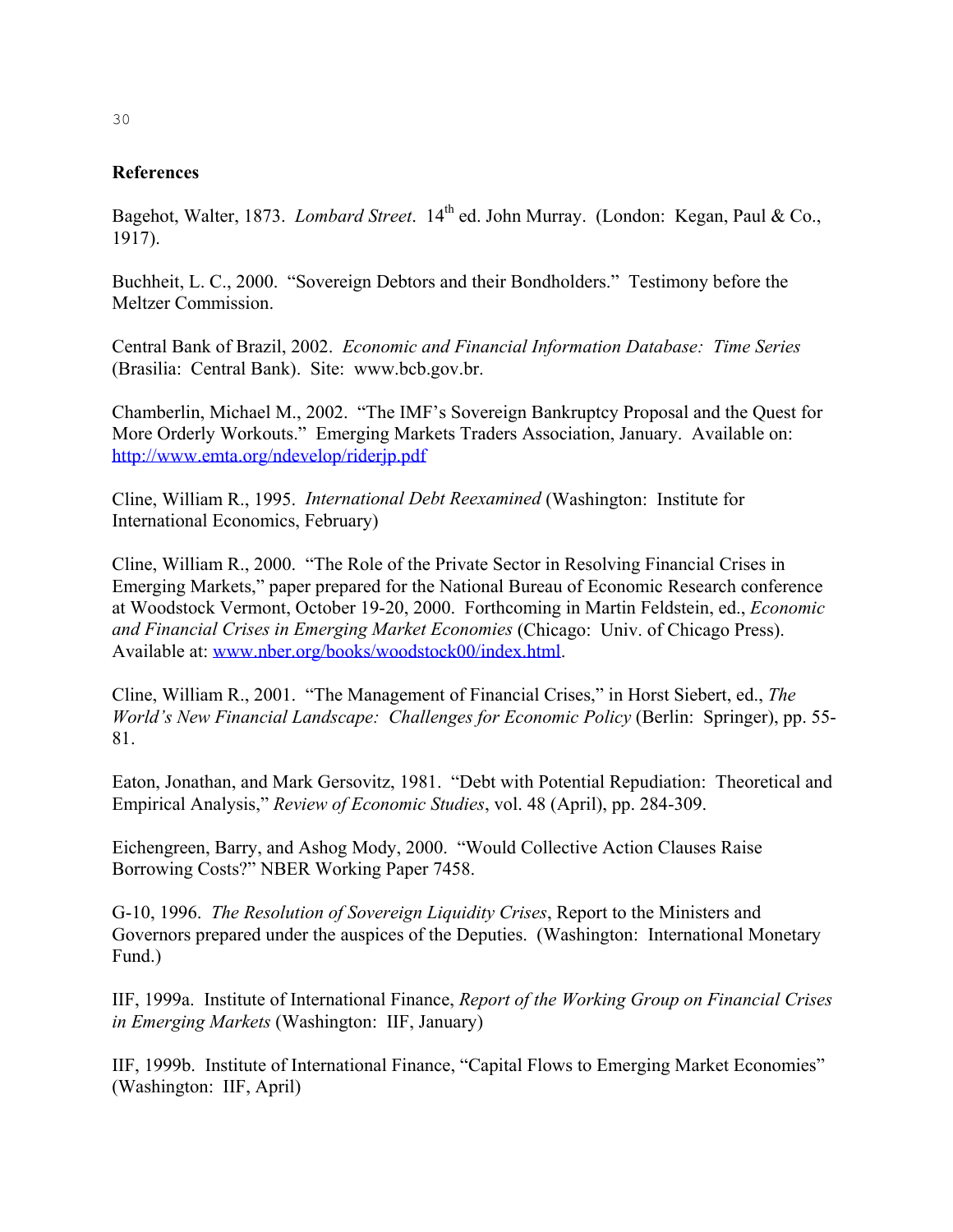## References

Bagehot, Walter, 1873. *Lombard Street*. 14th ed. John Murray. (London: Kegan, Paul & Co., 1917).

Buchheit, L. C., 2000. "Sovereign Debtors and their Bondholders." Testimony before the Meltzer Commission.

Central Bank of Brazil, 2002. *Economic and Financial Information Database: Time Series* (Brasilia: Central Bank). Site: www.bcb.gov.br.

Chamberlin, Michael M., 2002. "The IMF's Sovereign Bankruptcy Proposal and the Quest for More Orderly Workouts." Emerging Markets Traders Association, January. Available on: http://www.emta.org/ndevelop/riderjp.pdf

Cline, William R., 1995. *International Debt Reexamined* (Washington: Institute for International Economics, February)

Cline, William R., 2000. "The Role of the Private Sector in Resolving Financial Crises in Emerging Markets," paper prepared for the National Bureau of Economic Research conference at Woodstock Vermont, October 19-20, 2000. Forthcoming in Martin Feldstein, ed., *Economic and Financial Crises in Emerging Market Economies* (Chicago: Univ. of Chicago Press). Available at: www.nber.org/books/woodstock00/index.html.

Cline, William R., 2001. "The Management of Financial Crises," in Horst Siebert, ed., *The World's New Financial Landscape: Challenges for Economic Policy* (Berlin: Springer), pp. 55-81.

Eaton, Jonathan, and Mark Gersovitz, 1981. "Debt with Potential Repudiation: Theoretical and Empirical Analysis," *Review of Economic Studies*, vol. 48 (April), pp. 284-309.

Eichengreen, Barry, and Ashog Mody, 2000. "Would Collective Action Clauses Raise Borrowing Costs?" NBER Working Paper 7458.

G-10, 1996. *The Resolution of Sovereign Liquidity Crises*, Report to the Ministers and Governors prepared under the auspices of the Deputies. (Washington: International Monetary Fund.)

IIF, 1999a. Institute of International Finance, *Report of the Working Group on Financial Crises in Emerging Markets* (Washington: IIF, January)

IIF, 1999b. Institute of International Finance, "Capital Flows to Emerging Market Economies" (Washington: IIF, April)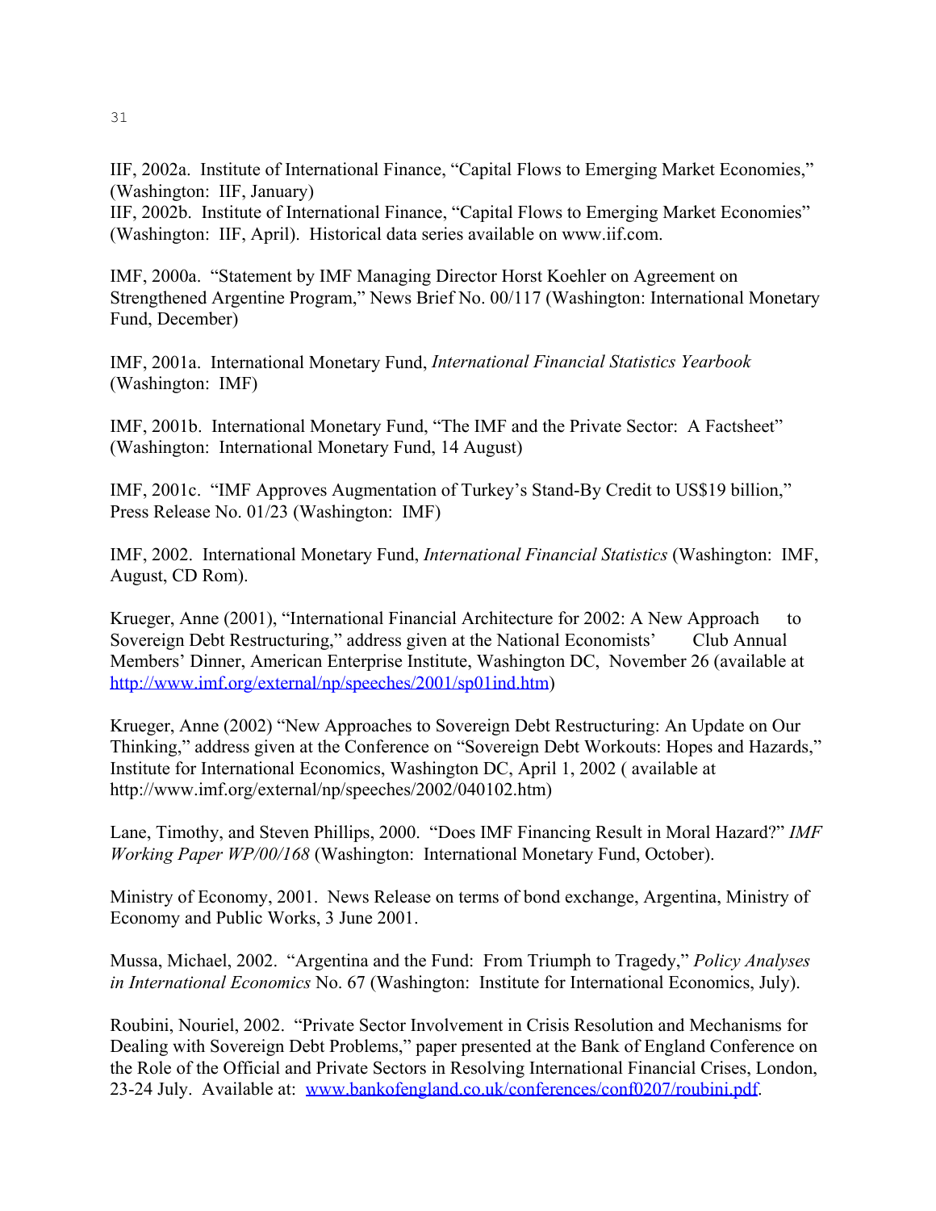IIF, 2002a. Institute of International Finance, "Capital Flows to Emerging Market Economies," (Washington: IIF, January)
IIF, 2002b. Institute of International Finance, "Capital Flows to Emerging Market Economies" (Washington: IIF, April). Historical data series available on www.iif.com.

IMF, 2000a. "Statement by IMF Managing Director Horst Koehler on Agreement on Strengthened Argentine Program," News Brief No. 00/117 (Washington: International Monetary Fund, December)

IMF, 2001a. International Monetary Fund, *International Financial Statistics Yearbook* (Washington: IMF)

IMF, 2001b. International Monetary Fund, "The IMF and the Private Sector: A Factsheet" (Washington: International Monetary Fund, 14 August)

IMF, 2001c. "IMF Approves Augmentation of Turkey's Stand-By Credit to US$19 billion," Press Release No. 01/23 (Washington: IMF)

IMF, 2002. International Monetary Fund, *International Financial Statistics* (Washington: IMF, August, CD Rom).

Krueger, Anne (2001), "International Financial Architecture for 2002: A New Approach to Sovereign Debt Restructuring," address given at the National Economists' Club Annual Members' Dinner, American Enterprise Institute, Washington DC, November 26 (available at http://www.imf.org/external/np/speeches/2001/sp01ind.htm)

Krueger, Anne (2002) "New Approaches to Sovereign Debt Restructuring: An Update on Our Thinking," address given at the Conference on "Sovereign Debt Workouts: Hopes and Hazards," Institute for International Economics, Washington DC, April 1, 2002 ( available at http://www.imf.org/external/np/speeches/2002/040102.htm)

Lane, Timothy, and Steven Phillips, 2000. "Does IMF Financing Result in Moral Hazard?" *IMF Working Paper WP/00/168* (Washington: International Monetary Fund, October).

Ministry of Economy, 2001. News Release on terms of bond exchange, Argentina, Ministry of Economy and Public Works, 3 June 2001.

Mussa, Michael, 2002. "Argentina and the Fund: From Triumph to Tragedy," *Policy Analyses in International Economics* No. 67 (Washington: Institute for International Economics, July).

Roubini, Nouriel, 2002. "Private Sector Involvement in Crisis Resolution and Mechanisms for Dealing with Sovereign Debt Problems," paper presented at the Bank of England Conference on the Role of the Official and Private Sectors in Resolving International Financial Crises, London, 23-24 July. Available at: www.bankofengland.co.uk/conferences/conf0207/roubini.pdf.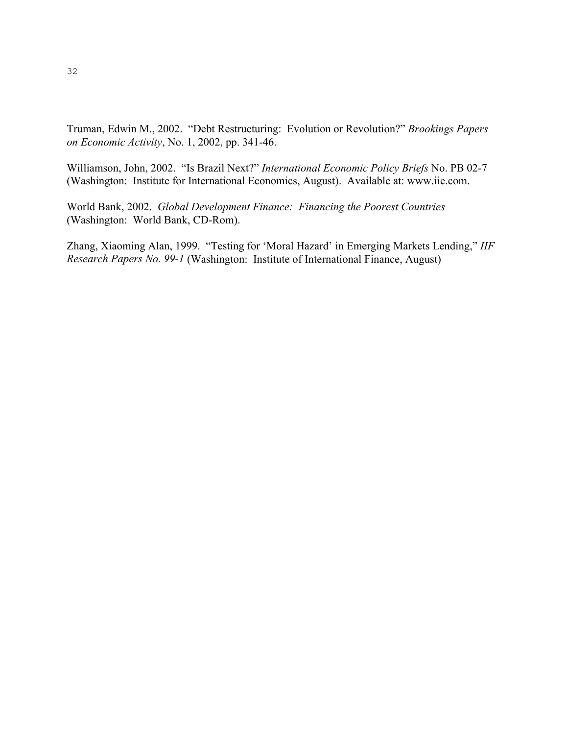Truman, Edwin M., 2002. "Debt Restructuring: Evolution or Revolution?" *Brookings Papers on Economic Activity*, No. 1, 2002, pp. 341-46.

Williamson, John, 2002. "Is Brazil Next?" *International Economic Policy Briefs* No. PB 02-7 (Washington: Institute for International Economics, August). Available at: www.iie.com.

World Bank, 2002. *Global Development Finance: Financing the Poorest Countries* (Washington: World Bank, CD-Rom).

Zhang, Xiaoming Alan, 1999. "Testing for 'Moral Hazard' in Emerging Markets Lending," *IIF Research Papers No. 99-1* (Washington: Institute of International Finance, August)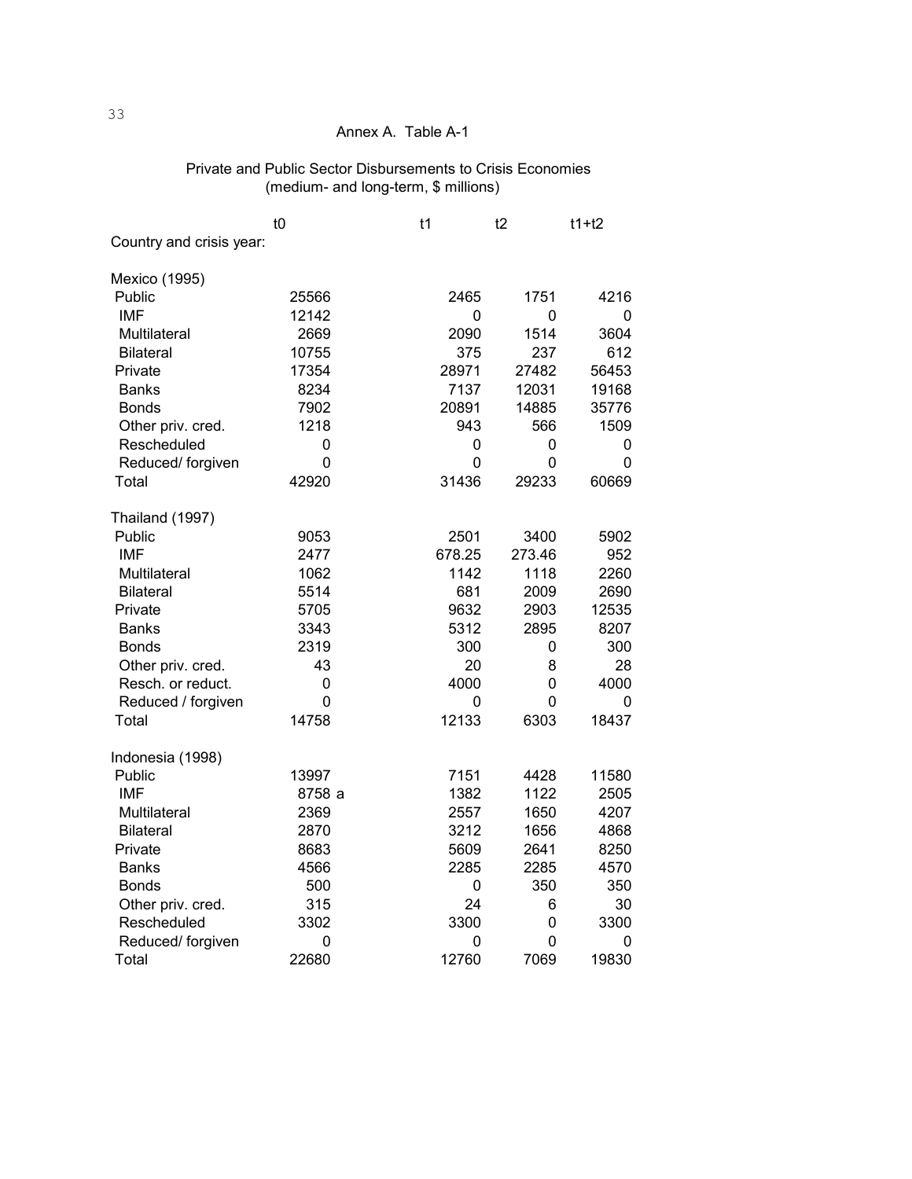Annex A. Table A-1

Private and Public Sector Disbursements to Crisis Economies
(medium- and long-term, $ millions)

| Country and crisis year: | t0 | t1 | t2 | t1+t2 |
|---|---|---|---|---|
| **Mexico (1995)** | | | | |
| Public | 25566 | 2465 | 1751 | 4216 |
| IMF | 12142 | 0 | 0 | 0 |
| Multilateral | 2669 | 2090 | 1514 | 3604 |
| Bilateral | 10755 | 375 | 237 | 612 |
| Private | 17354 | 28971 | 27482 | 56453 |
| Banks | 8234 | 7137 | 12031 | 19168 |
| Bonds | 7902 | 20891 | 14885 | 35776 |
| Other priv. cred. | 1218 | 943 | 566 | 1509 |
| Rescheduled | 0 | 0 | 0 | 0 |
| Reduced/ forgiven | 0 | 0 | 0 | 0 |
| Total | 42920 | 31436 | 29233 | 60669 |
| **Thailand (1997)** | | | | |
| Public | 9053 | 2501 | 3400 | 5902 |
| IMF | 2477 | 678.25 | 273.46 | 952 |
| Multilateral | 1062 | 1142 | 1118 | 2260 |
| Bilateral | 5514 | 681 | 2009 | 2690 |
| Private | 5705 | 9632 | 2903 | 12535 |
| Banks | 3343 | 5312 | 2895 | 8207 |
| Bonds | 2319 | 300 | 0 | 300 |
| Other priv. cred. | 43 | 20 | 8 | 28 |
| Resch. or reduct. | 0 | 4000 | 0 | 4000 |
| Reduced / forgiven | 0 | 0 | 0 | 0 |
| Total | 14758 | 12133 | 6303 | 18437 |
| **Indonesia (1998)** | | | | |
| Public | 13997 | 7151 | 4428 | 11580 |
| IMF | 8758 a | 1382 | 1122 | 2505 |
| Multilateral | 2369 | 2557 | 1650 | 4207 |
| Bilateral | 2870 | 3212 | 1656 | 4868 |
| Private | 8683 | 5609 | 2641 | 8250 |
| Banks | 4566 | 2285 | 2285 | 4570 |
| Bonds | 500 | 0 | 350 | 350 |
| Other priv. cred. | 315 | 24 | 6 | 30 |
| Rescheduled | 3302 | 3300 | 0 | 3300 |
| Reduced/ forgiven | 0 | 0 | 0 | 0 |
| Total | 22680 | 12760 | 7069 | 19830 |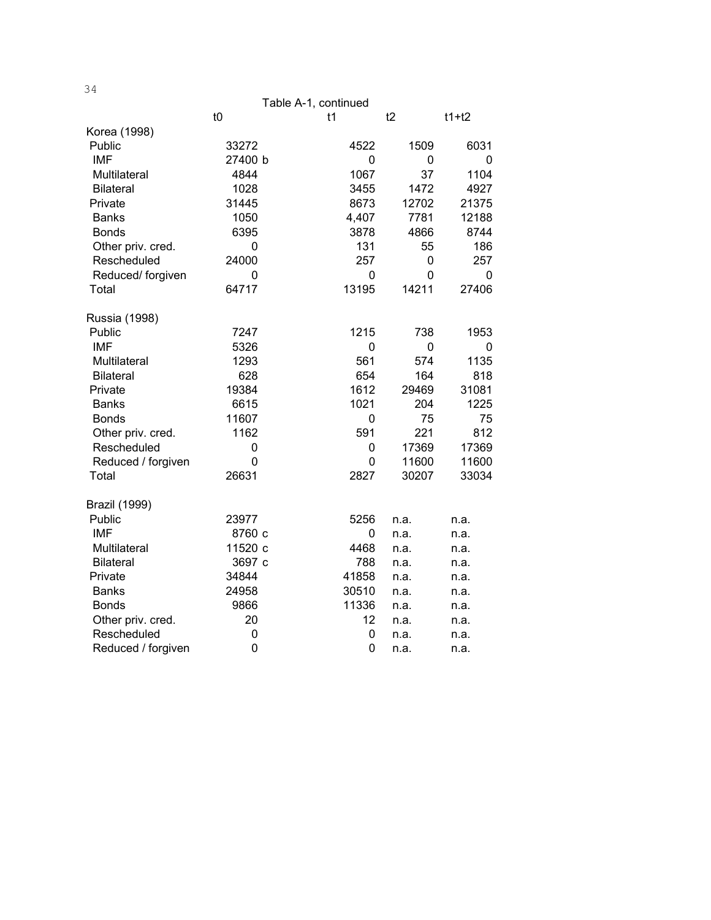Table A-1, continued

| | t0 | t1 | t2 | t1+t2 |
|---|---|---|---|---|
| Korea (1998) | | | | |
| Public | 33272 | 4522 | 1509 | 6031 |
| IMF | 27400 b | 0 | 0 | 0 |
| Multilateral | 4844 | 1067 | 37 | 1104 |
| Bilateral | 1028 | 3455 | 1472 | 4927 |
| Private | 31445 | 8673 | 12702 | 21375 |
| Banks | 1050 | 4,407 | 7781 | 12188 |
| Bonds | 6395 | 3878 | 4866 | 8744 |
| Other priv. cred. | 0 | 131 | 55 | 186 |
| Rescheduled | 24000 | 257 | 0 | 257 |
| Reduced/ forgiven | 0 | 0 | 0 | 0 |
| Total | 64717 | 13195 | 14211 | 27406 |
| | | | | |
| Russia (1998) | | | | |
| Public | 7247 | 1215 | 738 | 1953 |
| IMF | 5326 | 0 | 0 | 0 |
| Multilateral | 1293 | 561 | 574 | 1135 |
| Bilateral | 628 | 654 | 164 | 818 |
| Private | 19384 | 1612 | 29469 | 31081 |
| Banks | 6615 | 1021 | 204 | 1225 |
| Bonds | 11607 | 0 | 75 | 75 |
| Other priv. cred. | 1162 | 591 | 221 | 812 |
| Rescheduled | 0 | 0 | 17369 | 17369 |
| Reduced / forgiven | 0 | 0 | 11600 | 11600 |
| Total | 26631 | 2827 | 30207 | 33034 |
| | | | | |
| Brazil (1999) | | | | |
| Public | 23977 | 5256 | n.a. | n.a. |
| IMF | 8760 c | 0 | n.a. | n.a. |
| Multilateral | 11520 c | 4468 | n.a. | n.a. |
| Bilateral | 3697 c | 788 | n.a. | n.a. |
| Private | 34844 | 41858 | n.a. | n.a. |
| Banks | 24958 | 30510 | n.a. | n.a. |
| Bonds | 9866 | 11336 | n.a. | n.a. |
| Other priv. cred. | 20 | 12 | n.a. | n.a. |
| Rescheduled | 0 | 0 | n.a. | n.a. |
| Reduced / forgiven | 0 | 0 | n.a. | n.a. |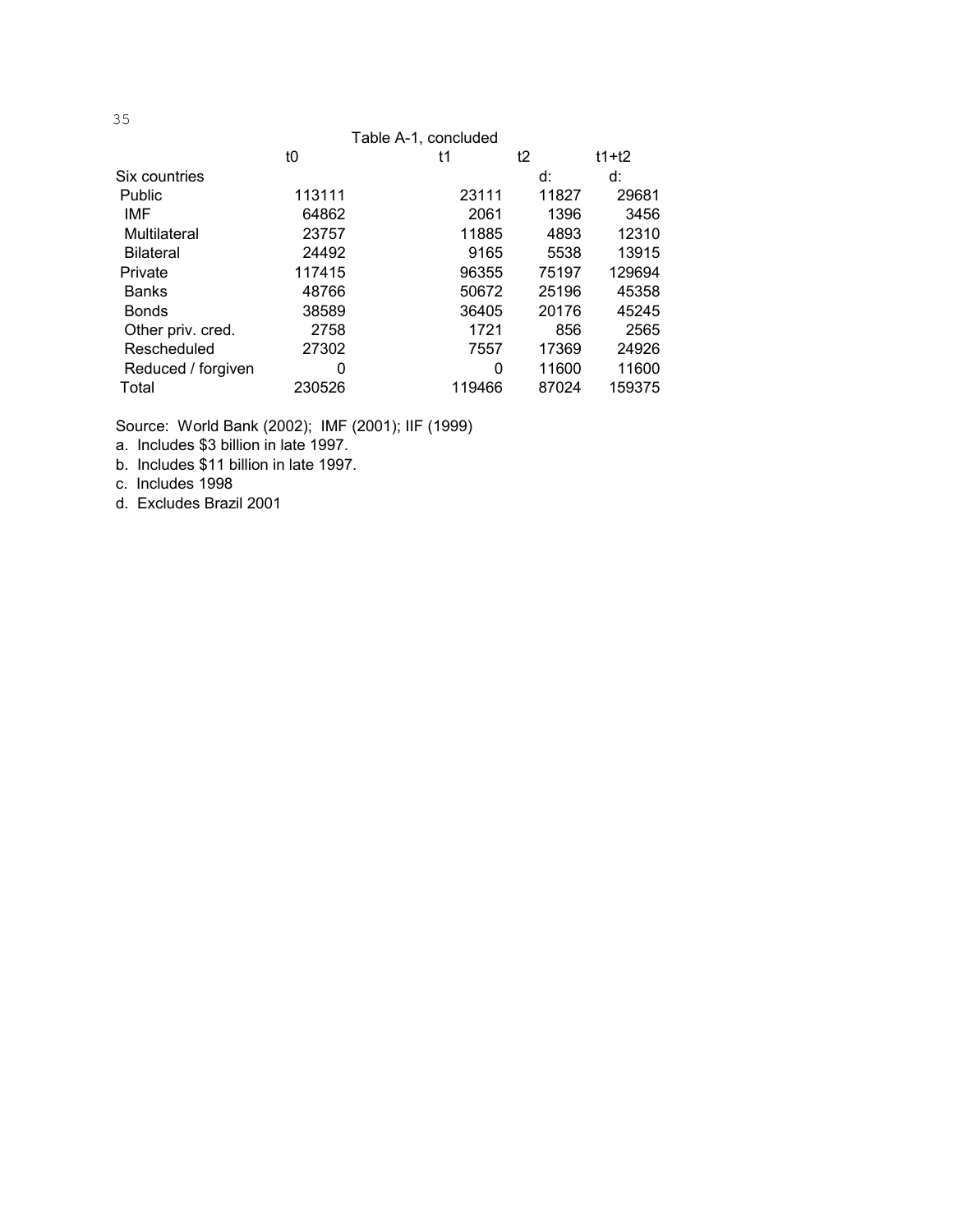Table A-1, concluded

| | t0 | t1 | t2 | t1+t2 |
|---|---|---|---|---|
| Six countries | | | d: | d: |
| Public | 113111 | 23111 | 11827 | 29681 |
| IMF | 64862 | 2061 | 1396 | 3456 |
| Multilateral | 23757 | 11885 | 4893 | 12310 |
| Bilateral | 24492 | 9165 | 5538 | 13915 |
| Private | 117415 | 96355 | 75197 | 129694 |
| Banks | 48766 | 50672 | 25196 | 45358 |
| Bonds | 38589 | 36405 | 20176 | 45245 |
| Other priv. cred. | 2758 | 1721 | 856 | 2565 |
| Rescheduled | 27302 | 7557 | 17369 | 24926 |
| Reduced / forgiven | 0 | 0 | 11600 | 11600 |
| Total | 230526 | 119466 | 87024 | 159375 |

Source: World Bank (2002); IMF (2001); IIF (1999)

a. Includes $3 billion in late 1997.

b. Includes $11 billion in late 1997.

c. Includes 1998

d. Excludes Brazil 2001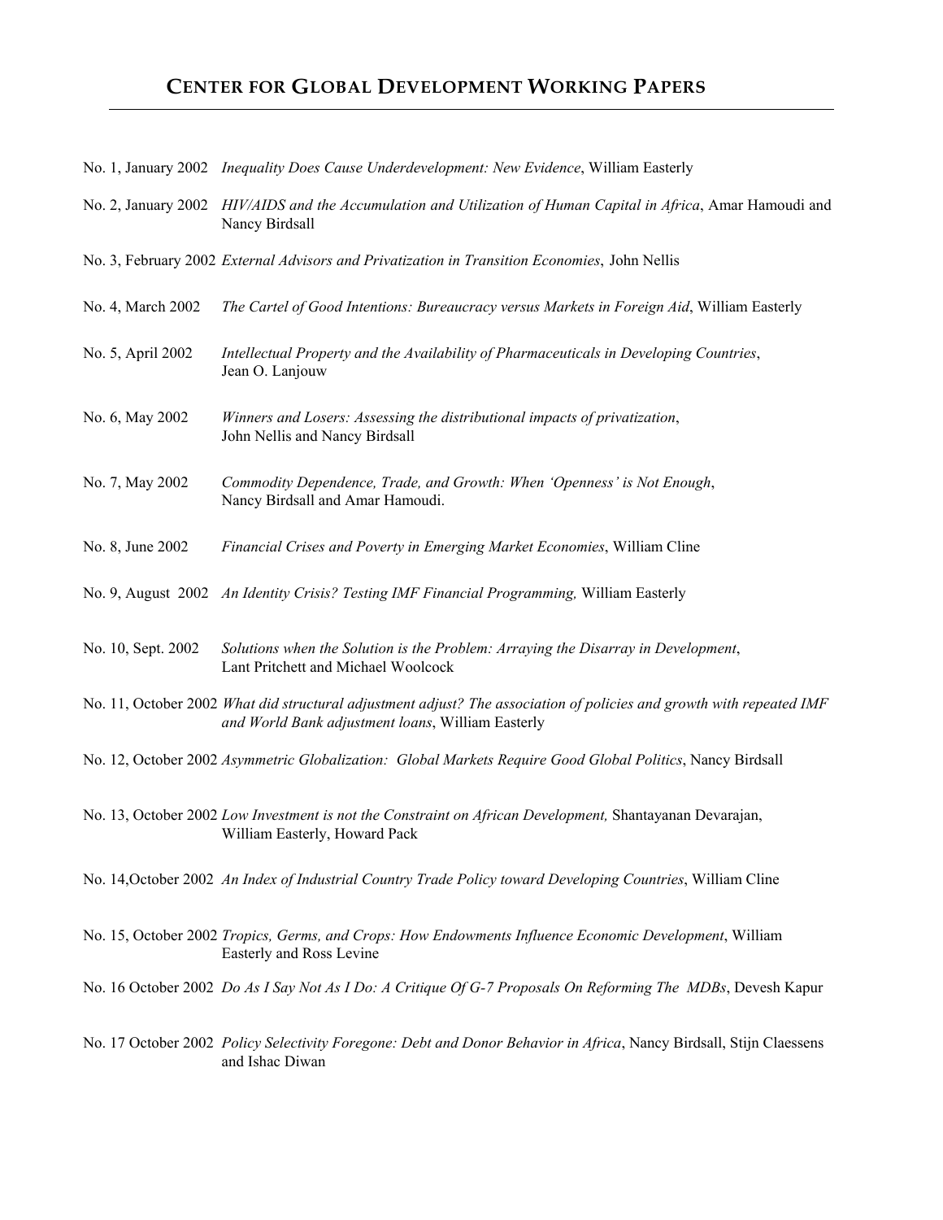# Center for Global Development Working Papers

No. 1, January 2002 *Inequality Does Cause Underdevelopment: New Evidence*, William Easterly

No. 2, January 2002 *HIV/AIDS and the Accumulation and Utilization of Human Capital in Africa*, Amar Hamoudi and Nancy Birdsall

No. 3, February 2002 *External Advisors and Privatization in Transition Economies*, John Nellis

No. 4, March 2002 *The Cartel of Good Intentions: Bureaucracy versus Markets in Foreign Aid*, William Easterly

No. 5, April 2002 *Intellectual Property and the Availability of Pharmaceuticals in Developing Countries*, Jean O. Lanjouw

No. 6, May 2002 *Winners and Losers: Assessing the distributional impacts of privatization*, John Nellis and Nancy Birdsall

No. 7, May 2002 *Commodity Dependence, Trade, and Growth: When 'Openness' is Not Enough*, Nancy Birdsall and Amar Hamoudi.

No. 8, June 2002 *Financial Crises and Poverty in Emerging Market Economies*, William Cline

No. 9, August 2002 *An Identity Crisis? Testing IMF Financial Programming,* William Easterly

No. 10, Sept. 2002 *Solutions when the Solution is the Problem: Arraying the Disarray in Development*, Lant Pritchett and Michael Woolcock

No. 11, October 2002 *What did structural adjustment adjust? The association of policies and growth with repeated IMF and World Bank adjustment loans*, William Easterly

No. 12, October 2002 *Asymmetric Globalization: Global Markets Require Good Global Politics*, Nancy Birdsall

No. 13, October 2002 *Low Investment is not the Constraint on African Development,* Shantayanan Devarajan, William Easterly, Howard Pack

No. 14,October 2002 *An Index of Industrial Country Trade Policy toward Developing Countries*, William Cline

No. 15, October 2002 *Tropics, Germs, and Crops: How Endowments Influence Economic Development*, William Easterly and Ross Levine

No. 16 October 2002 *Do As I Say Not As I Do: A Critique Of G-7 Proposals On Reforming The MDBs*, Devesh Kapur

No. 17 October 2002 *Policy Selectivity Foregone: Debt and Donor Behavior in Africa*, Nancy Birdsall, Stijn Claessens and Ishac Diwan